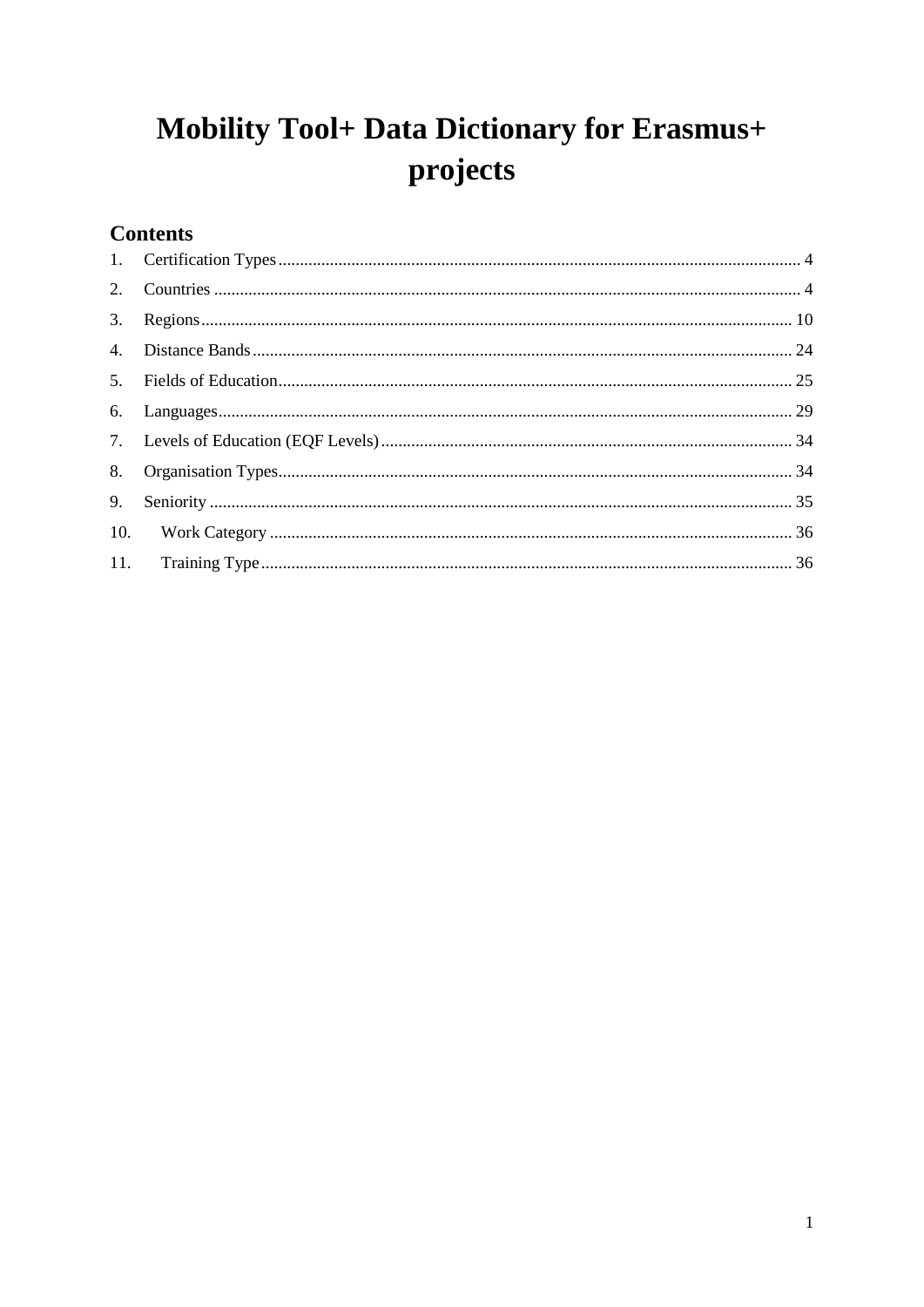# Mobility Tool+ Data Dictionary for Erasmus+ projects

## Contents

1. Certification Types ........ 4
2. Countries ........ 4
3. Regions ........ 10
4. Distance Bands ........ 24
5. Fields of Education ........ 25
6. Languages ........ 29
7. Levels of Education (EQF Levels) ........ 34
8. Organisation Types ........ 34
9. Seniority ........ 35
10. Work Category ........ 36
11. Training Type ........ 36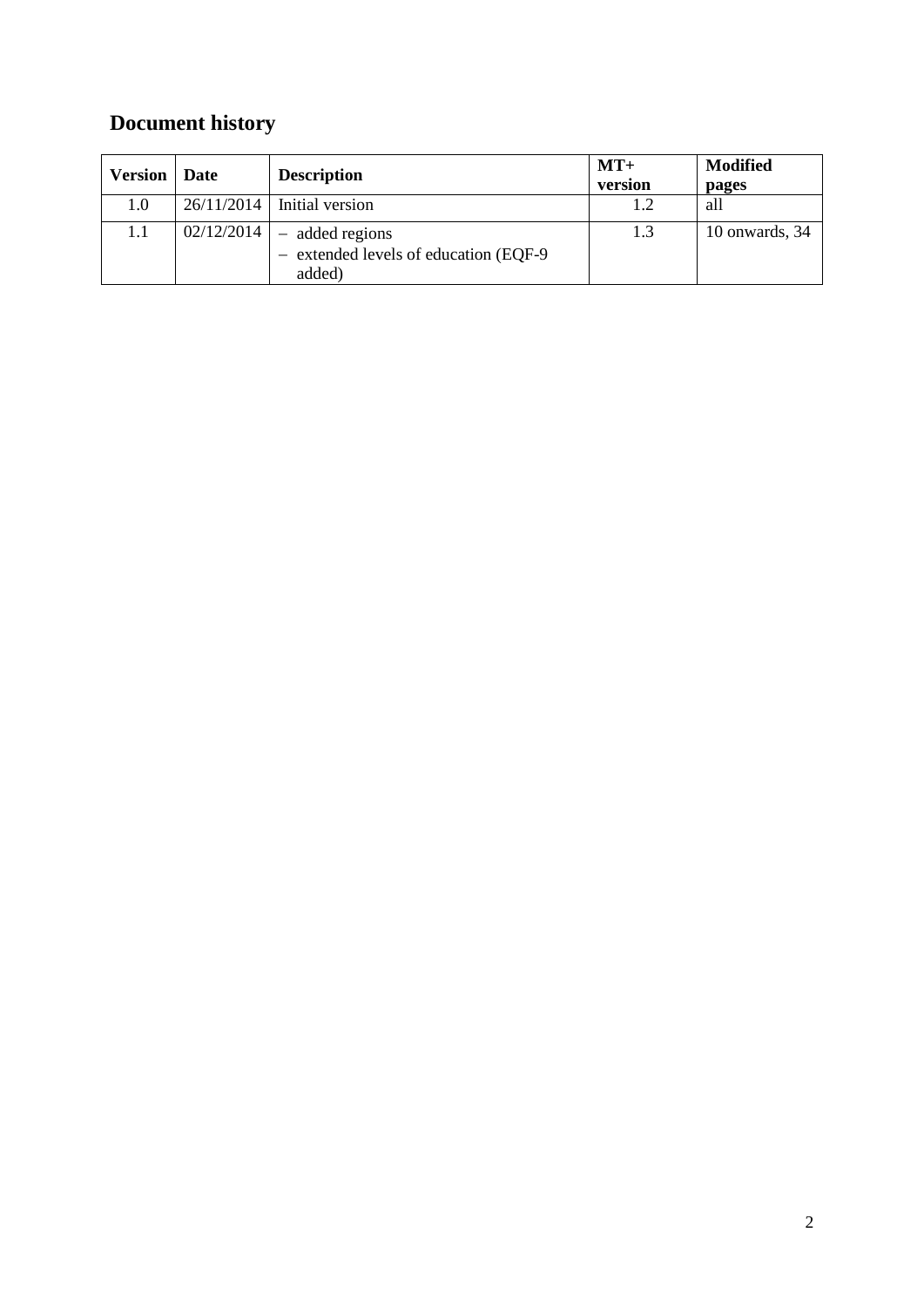## Document history

| Version | Date | Description | MT+ version | Modified pages |
|---|---|---|---|---|
| 1.0 | 26/11/2014 | Initial version | 1.2 | all |
| 1.1 | 02/12/2014 | – added regions<br>– extended levels of education (EQF-9 added) | 1.3 | 10 onwards, 34 |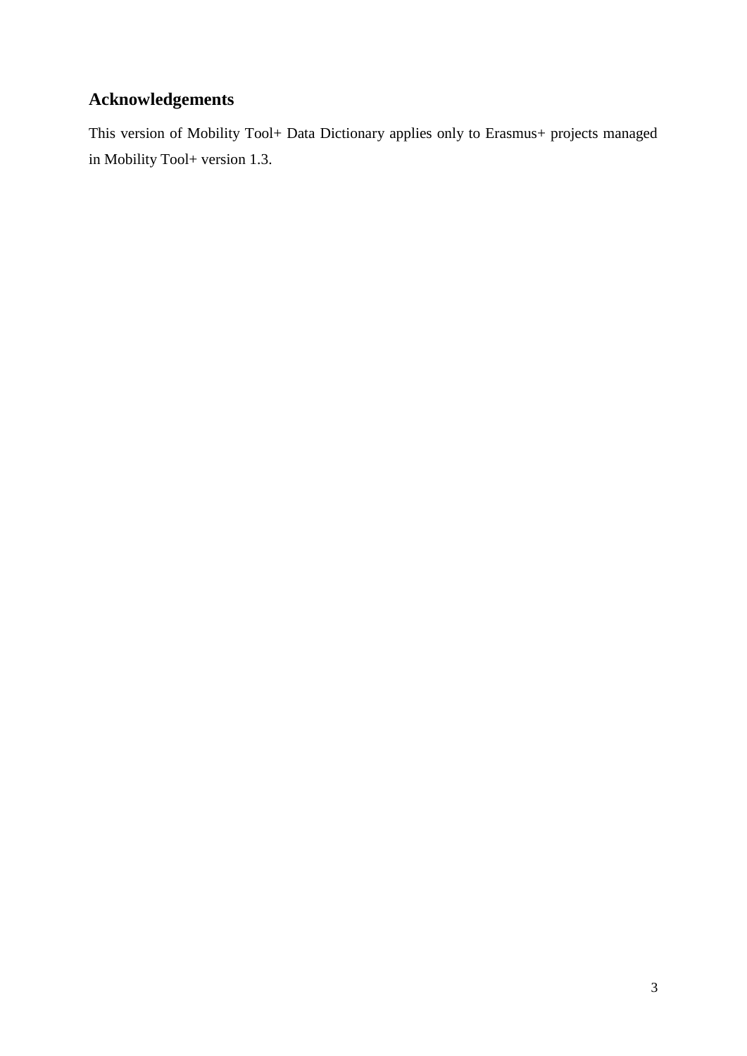## Acknowledgements

This version of Mobility Tool+ Data Dictionary applies only to Erasmus+ projects managed in Mobility Tool+ version 1.3.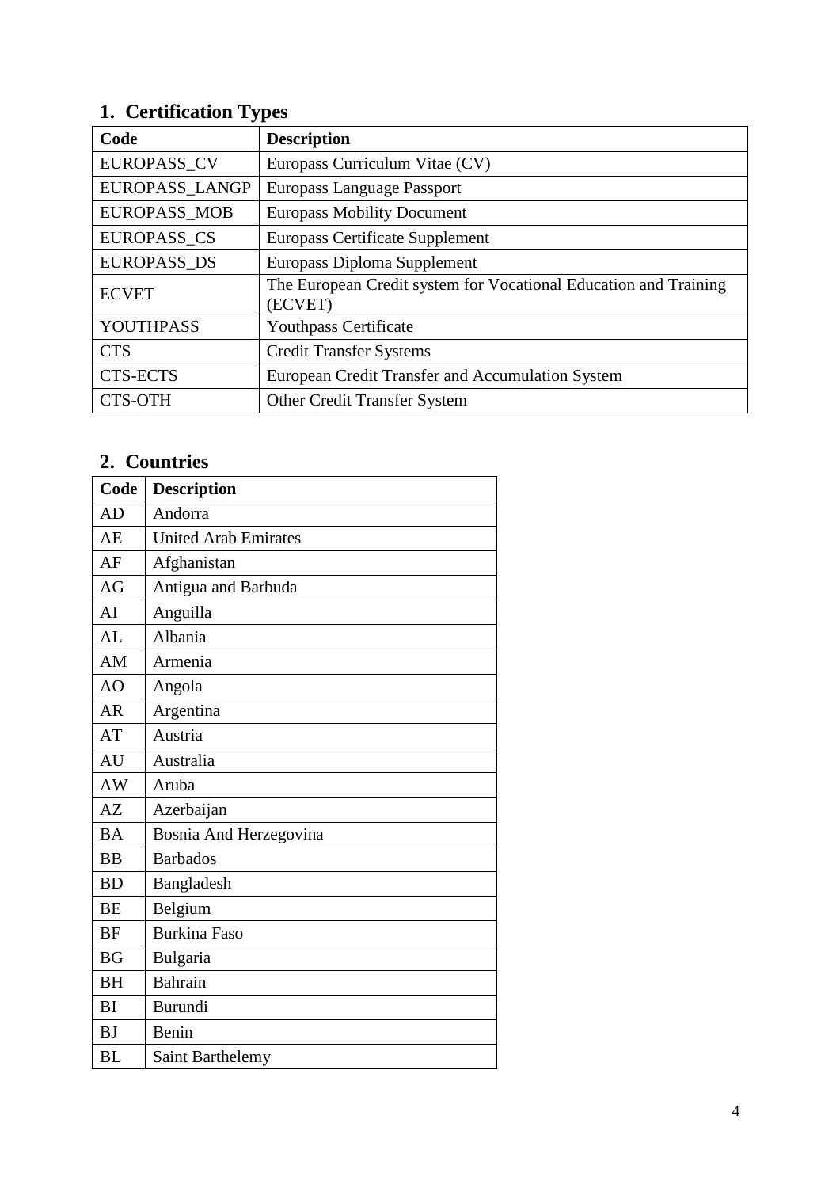## 1. Certification Types

| Code | Description |
|---|---|
| EUROPASS_CV | Europass Curriculum Vitae (CV) |
| EUROPASS_LANGP | Europass Language Passport |
| EUROPASS_MOB | Europass Mobility Document |
| EUROPASS_CS | Europass Certificate Supplement |
| EUROPASS_DS | Europass Diploma Supplement |
| ECVET | The European Credit system for Vocational Education and Training (ECVET) |
| YOUTHPASS | Youthpass Certificate |
| CTS | Credit Transfer Systems |
| CTS-ECTS | European Credit Transfer and Accumulation System |
| CTS-OTH | Other Credit Transfer System |

## 2. Countries

| Code | Description |
|---|---|
| AD | Andorra |
| AE | United Arab Emirates |
| AF | Afghanistan |
| AG | Antigua and Barbuda |
| AI | Anguilla |
| AL | Albania |
| AM | Armenia |
| AO | Angola |
| AR | Argentina |
| AT | Austria |
| AU | Australia |
| AW | Aruba |
| AZ | Azerbaijan |
| BA | Bosnia And Herzegovina |
| BB | Barbados |
| BD | Bangladesh |
| BE | Belgium |
| BF | Burkina Faso |
| BG | Bulgaria |
| BH | Bahrain |
| BI | Burundi |
| BJ | Benin |
| BL | Saint Barthelemy |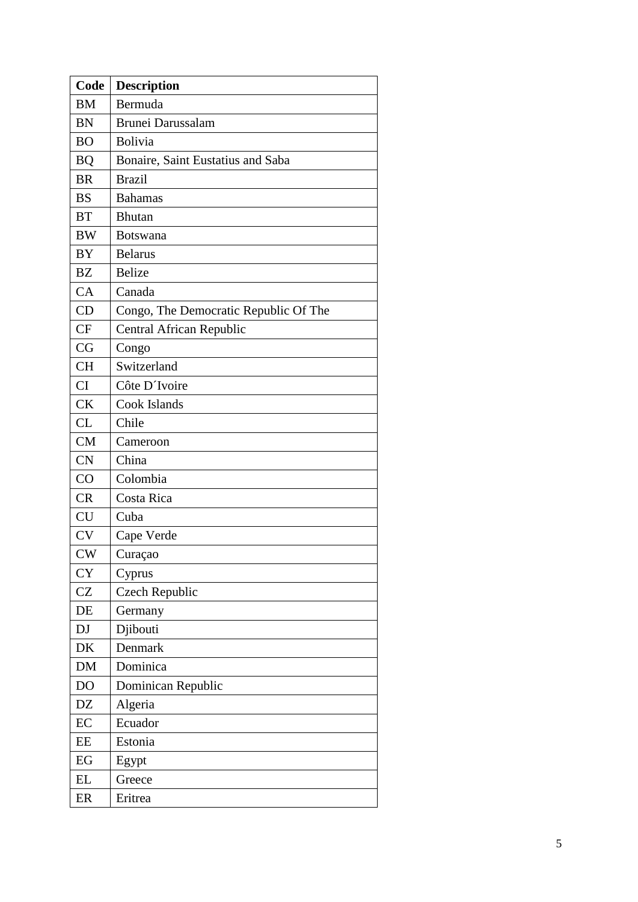| Code | Description |
|---|---|
| BM | Bermuda |
| BN | Brunei Darussalam |
| BO | Bolivia |
| BQ | Bonaire, Saint Eustatius and Saba |
| BR | Brazil |
| BS | Bahamas |
| BT | Bhutan |
| BW | Botswana |
| BY | Belarus |
| BZ | Belize |
| CA | Canada |
| CD | Congo, The Democratic Republic Of The |
| CF | Central African Republic |
| CG | Congo |
| CH | Switzerland |
| CI | Côte D´Ivoire |
| CK | Cook Islands |
| CL | Chile |
| CM | Cameroon |
| CN | China |
| CO | Colombia |
| CR | Costa Rica |
| CU | Cuba |
| CV | Cape Verde |
| CW | Curaçao |
| CY | Cyprus |
| CZ | Czech Republic |
| DE | Germany |
| DJ | Djibouti |
| DK | Denmark |
| DM | Dominica |
| DO | Dominican Republic |
| DZ | Algeria |
| EC | Ecuador |
| EE | Estonia |
| EG | Egypt |
| EL | Greece |
| ER | Eritrea |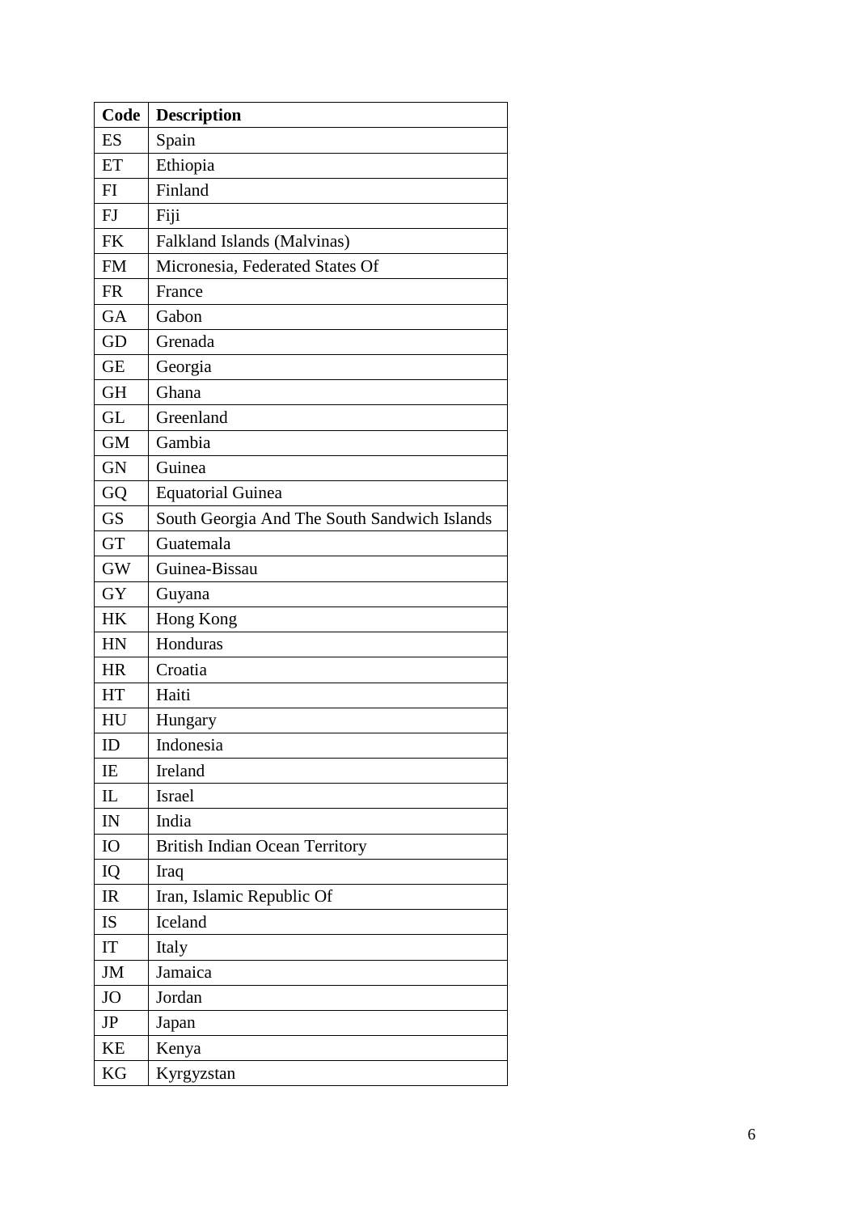| Code | Description |
| --- | --- |
| ES | Spain |
| ET | Ethiopia |
| FI | Finland |
| FJ | Fiji |
| FK | Falkland Islands (Malvinas) |
| FM | Micronesia, Federated States Of |
| FR | France |
| GA | Gabon |
| GD | Grenada |
| GE | Georgia |
| GH | Ghana |
| GL | Greenland |
| GM | Gambia |
| GN | Guinea |
| GQ | Equatorial Guinea |
| GS | South Georgia And The South Sandwich Islands |
| GT | Guatemala |
| GW | Guinea-Bissau |
| GY | Guyana |
| HK | Hong Kong |
| HN | Honduras |
| HR | Croatia |
| HT | Haiti |
| HU | Hungary |
| ID | Indonesia |
| IE | Ireland |
| IL | Israel |
| IN | India |
| IO | British Indian Ocean Territory |
| IQ | Iraq |
| IR | Iran, Islamic Republic Of |
| IS | Iceland |
| IT | Italy |
| JM | Jamaica |
| JO | Jordan |
| JP | Japan |
| KE | Kenya |
| KG | Kyrgyzstan |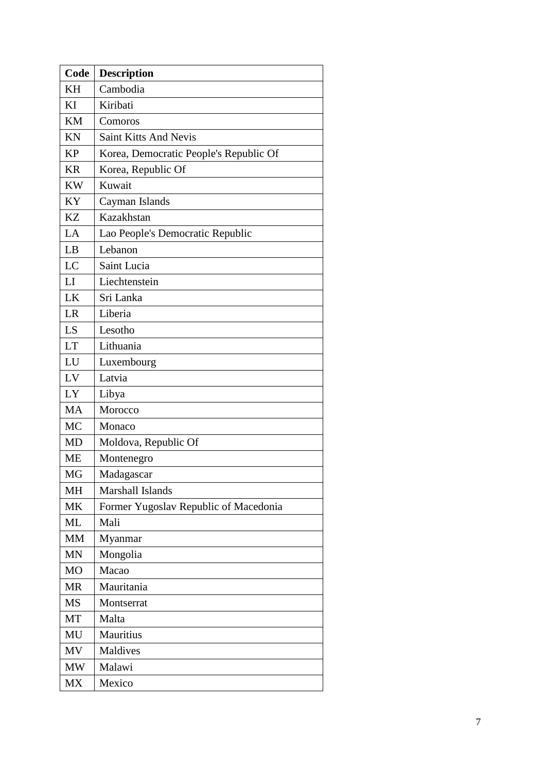| Code | Description |
|---|---|
| KH | Cambodia |
| KI | Kiribati |
| KM | Comoros |
| KN | Saint Kitts And Nevis |
| KP | Korea, Democratic People's Republic Of |
| KR | Korea, Republic Of |
| KW | Kuwait |
| KY | Cayman Islands |
| KZ | Kazakhstan |
| LA | Lao People's Democratic Republic |
| LB | Lebanon |
| LC | Saint Lucia |
| LI | Liechtenstein |
| LK | Sri Lanka |
| LR | Liberia |
| LS | Lesotho |
| LT | Lithuania |
| LU | Luxembourg |
| LV | Latvia |
| LY | Libya |
| MA | Morocco |
| MC | Monaco |
| MD | Moldova, Republic Of |
| ME | Montenegro |
| MG | Madagascar |
| MH | Marshall Islands |
| MK | Former Yugoslav Republic of Macedonia |
| ML | Mali |
| MM | Myanmar |
| MN | Mongolia |
| MO | Macao |
| MR | Mauritania |
| MS | Montserrat |
| MT | Malta |
| MU | Mauritius |
| MV | Maldives |
| MW | Malawi |
| MX | Mexico |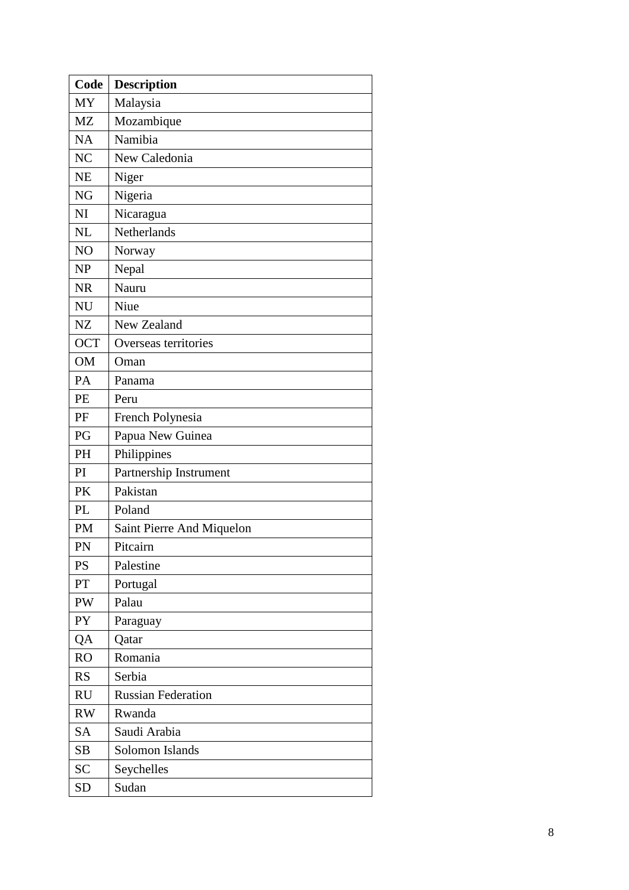| Code | Description |
|---|---|
| MY | Malaysia |
| MZ | Mozambique |
| NA | Namibia |
| NC | New Caledonia |
| NE | Niger |
| NG | Nigeria |
| NI | Nicaragua |
| NL | Netherlands |
| NO | Norway |
| NP | Nepal |
| NR | Nauru |
| NU | Niue |
| NZ | New Zealand |
| OCT | Overseas territories |
| OM | Oman |
| PA | Panama |
| PE | Peru |
| PF | French Polynesia |
| PG | Papua New Guinea |
| PH | Philippines |
| PI | Partnership Instrument |
| PK | Pakistan |
| PL | Poland |
| PM | Saint Pierre And Miquelon |
| PN | Pitcairn |
| PS | Palestine |
| PT | Portugal |
| PW | Palau |
| PY | Paraguay |
| QA | Qatar |
| RO | Romania |
| RS | Serbia |
| RU | Russian Federation |
| RW | Rwanda |
| SA | Saudi Arabia |
| SB | Solomon Islands |
| SC | Seychelles |
| SD | Sudan |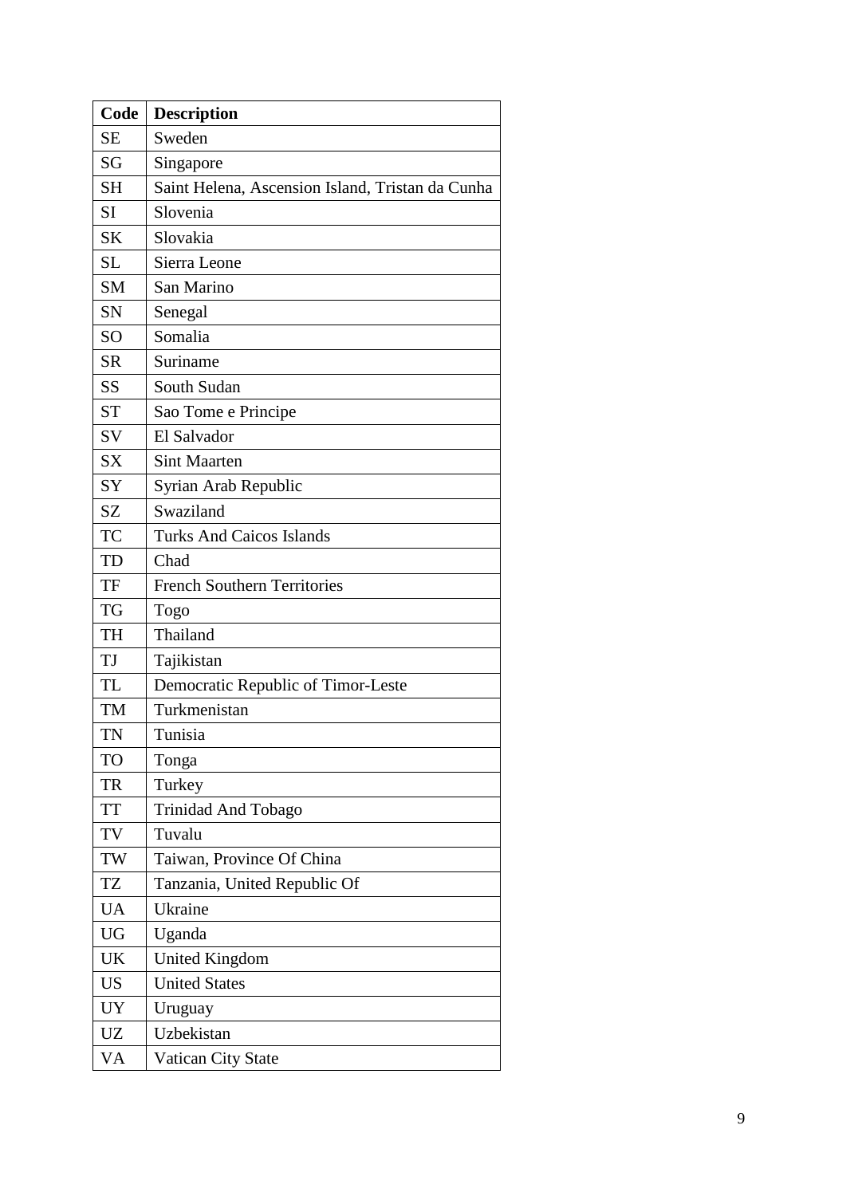| Code | Description |
|---|---|
| SE | Sweden |
| SG | Singapore |
| SH | Saint Helena, Ascension Island, Tristan da Cunha |
| SI | Slovenia |
| SK | Slovakia |
| SL | Sierra Leone |
| SM | San Marino |
| SN | Senegal |
| SO | Somalia |
| SR | Suriname |
| SS | South Sudan |
| ST | Sao Tome e Principe |
| SV | El Salvador |
| SX | Sint Maarten |
| SY | Syrian Arab Republic |
| SZ | Swaziland |
| TC | Turks And Caicos Islands |
| TD | Chad |
| TF | French Southern Territories |
| TG | Togo |
| TH | Thailand |
| TJ | Tajikistan |
| TL | Democratic Republic of Timor-Leste |
| TM | Turkmenistan |
| TN | Tunisia |
| TO | Tonga |
| TR | Turkey |
| TT | Trinidad And Tobago |
| TV | Tuvalu |
| TW | Taiwan, Province Of China |
| TZ | Tanzania, United Republic Of |
| UA | Ukraine |
| UG | Uganda |
| UK | United Kingdom |
| US | United States |
| UY | Uruguay |
| UZ | Uzbekistan |
| VA | Vatican City State |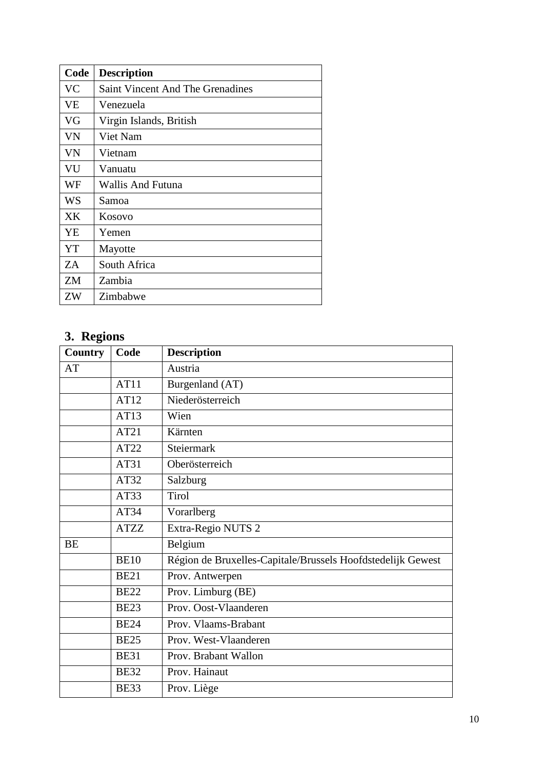| Code | Description |
|---|---|
| VC | Saint Vincent And The Grenadines |
| VE | Venezuela |
| VG | Virgin Islands, British |
| VN | Viet Nam |
| VN | Vietnam |
| VU | Vanuatu |
| WF | Wallis And Futuna |
| WS | Samoa |
| XK | Kosovo |
| YE | Yemen |
| YT | Mayotte |
| ZA | South Africa |
| ZM | Zambia |
| ZW | Zimbabwe |

## 3. Regions

| Country | Code | Description |
|---|---|---|
| AT | | Austria |
| | AT11 | Burgenland (AT) |
| | AT12 | Niederösterreich |
| | AT13 | Wien |
| | AT21 | Kärnten |
| | AT22 | Steiermark |
| | AT31 | Oberösterreich |
| | AT32 | Salzburg |
| | AT33 | Tirol |
| | AT34 | Vorarlberg |
| | ATZZ | Extra-Regio NUTS 2 |
| BE | | Belgium |
| | BE10 | Région de Bruxelles-Capitale/Brussels Hoofdstedelijk Gewest |
| | BE21 | Prov. Antwerpen |
| | BE22 | Prov. Limburg (BE) |
| | BE23 | Prov. Oost-Vlaanderen |
| | BE24 | Prov. Vlaams-Brabant |
| | BE25 | Prov. West-Vlaanderen |
| | BE31 | Prov. Brabant Wallon |
| | BE32 | Prov. Hainaut |
| | BE33 | Prov. Liège |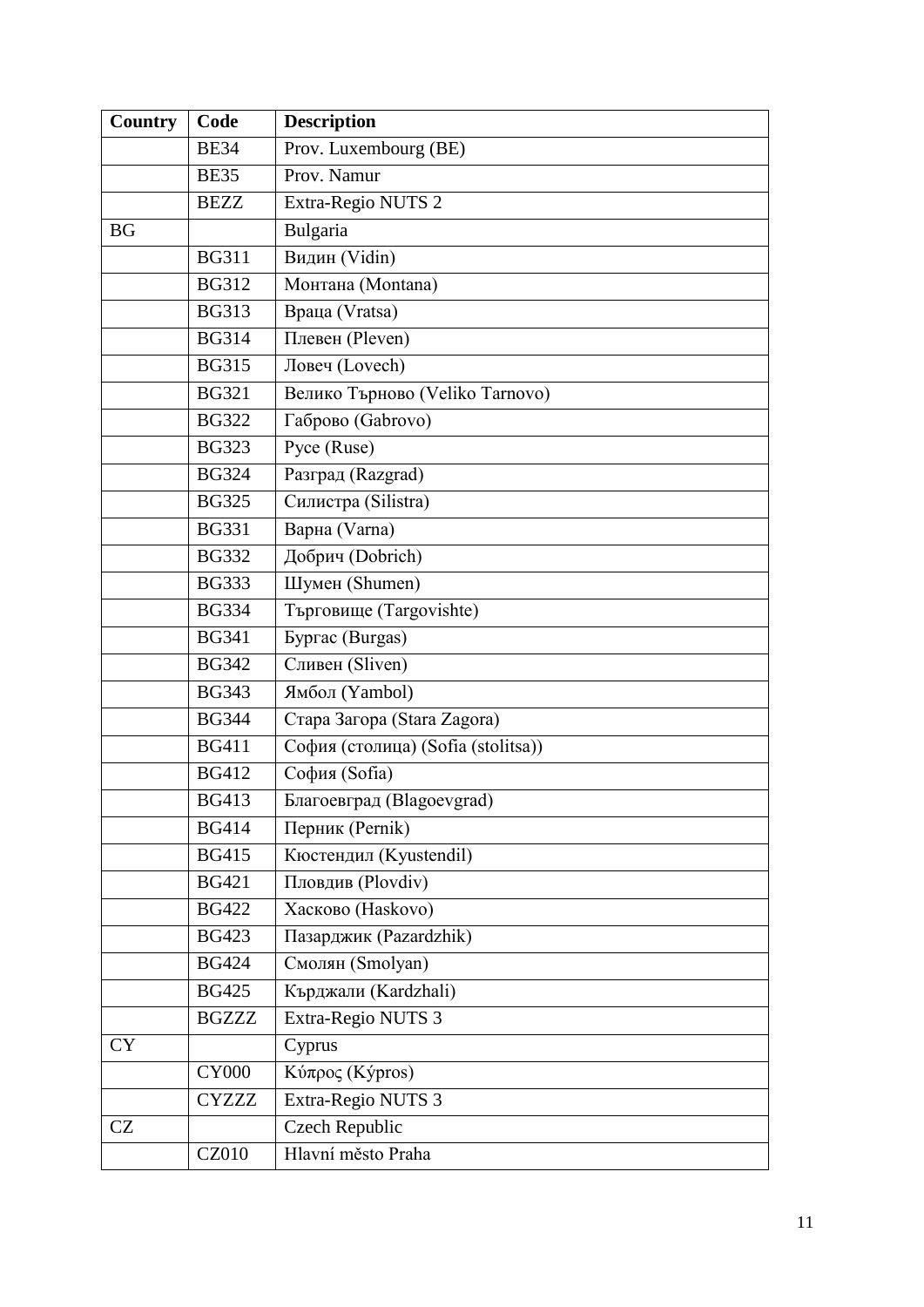| Country | Code | Description |
|---|---|---|
| | BE34 | Prov. Luxembourg (BE) |
| | BE35 | Prov. Namur |
| | BEZZ | Extra-Regio NUTS 2 |
| BG | | Bulgaria |
| | BG311 | Видин (Vidin) |
| | BG312 | Монтана (Montana) |
| | BG313 | Враца (Vratsa) |
| | BG314 | Плевен (Pleven) |
| | BG315 | Ловеч (Lovech) |
| | BG321 | Велико Търново (Veliko Tarnovo) |
| | BG322 | Габрово (Gabrovo) |
| | BG323 | Русе (Ruse) |
| | BG324 | Разград (Razgrad) |
| | BG325 | Силистра (Silistra) |
| | BG331 | Варна (Varna) |
| | BG332 | Добрич (Dobrich) |
| | BG333 | Шумен (Shumen) |
| | BG334 | Търговище (Targovishte) |
| | BG341 | Бургас (Burgas) |
| | BG342 | Сливен (Sliven) |
| | BG343 | Ямбол (Yambol) |
| | BG344 | Стара Загора (Stara Zagora) |
| | BG411 | София (столица) (Sofia (stolitsa)) |
| | BG412 | София (Sofia) |
| | BG413 | Благоевград (Blagoevgrad) |
| | BG414 | Перник (Pernik) |
| | BG415 | Кюстендил (Kyustendil) |
| | BG421 | Пловдив (Plovdiv) |
| | BG422 | Хасково (Haskovo) |
| | BG423 | Пазарджик (Pazardzhik) |
| | BG424 | Смолян (Smolyan) |
| | BG425 | Кърджали (Kardzhali) |
| | BGZZZ | Extra-Regio NUTS 3 |
| CY | | Cyprus |
| | CY000 | Κύπρος (Kýpros) |
| | CYZZZ | Extra-Regio NUTS 3 |
| CZ | | Czech Republic |
| | CZ010 | Hlavní město Praha |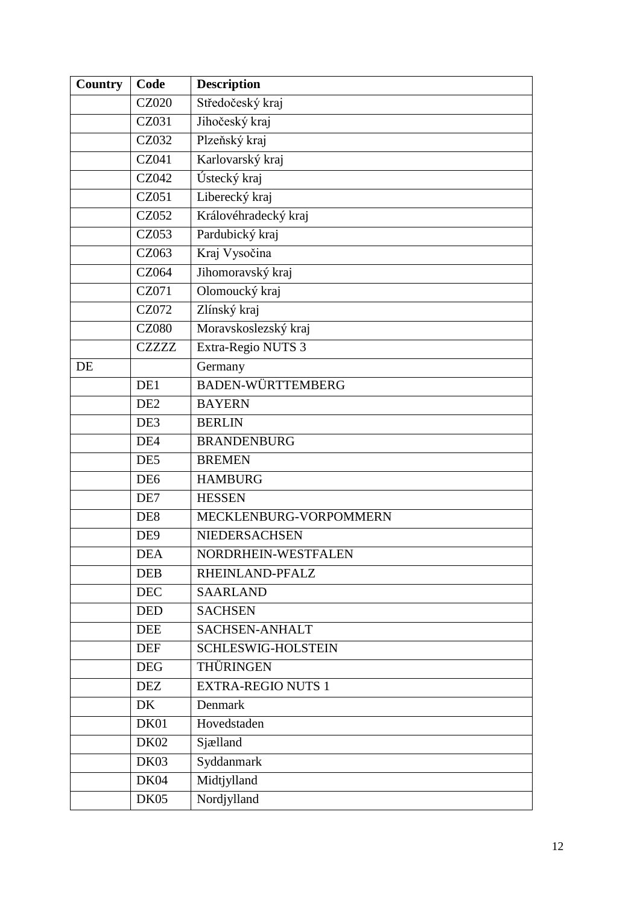| Country | Code | Description |
|---|---|---|
| | CZ020 | Středočeský kraj |
| | CZ031 | Jihočeský kraj |
| | CZ032 | Plzeňský kraj |
| | CZ041 | Karlovarský kraj |
| | CZ042 | Ústecký kraj |
| | CZ051 | Liberecký kraj |
| | CZ052 | Královéhradecký kraj |
| | CZ053 | Pardubický kraj |
| | CZ063 | Kraj Vysočina |
| | CZ064 | Jihomoravský kraj |
| | CZ071 | Olomoucký kraj |
| | CZ072 | Zlínský kraj |
| | CZ080 | Moravskoslezský kraj |
| | CZZZZ | Extra-Regio NUTS 3 |
| DE | | Germany |
| | DE1 | BADEN-WÜRTTEMBERG |
| | DE2 | BAYERN |
| | DE3 | BERLIN |
| | DE4 | BRANDENBURG |
| | DE5 | BREMEN |
| | DE6 | HAMBURG |
| | DE7 | HESSEN |
| | DE8 | MECKLENBURG-VORPOMMERN |
| | DE9 | NIEDERSACHSEN |
| | DEA | NORDRHEIN-WESTFALEN |
| | DEB | RHEINLAND-PFALZ |
| | DEC | SAARLAND |
| | DED | SACHSEN |
| | DEE | SACHSEN-ANHALT |
| | DEF | SCHLESWIG-HOLSTEIN |
| | DEG | THÜRINGEN |
| | DEZ | EXTRA-REGIO NUTS 1 |
| | DK | Denmark |
| | DK01 | Hovedstaden |
| | DK02 | Sjælland |
| | DK03 | Syddanmark |
| | DK04 | Midtjylland |
| | DK05 | Nordjylland |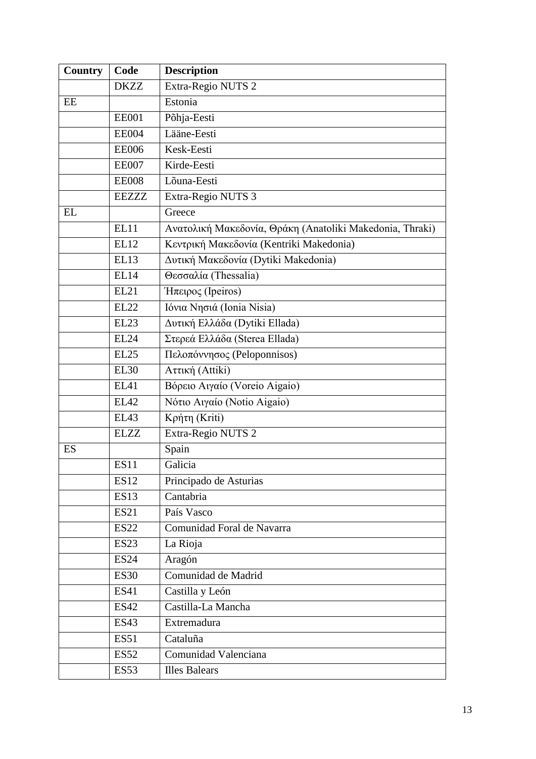| Country | Code | Description |
|---|---|---|
| | DKZZ | Extra-Regio NUTS 2 |
| EE | | Estonia |
| | EE001 | Põhja-Eesti |
| | EE004 | Lääne-Eesti |
| | EE006 | Kesk-Eesti |
| | EE007 | Kirde-Eesti |
| | EE008 | Lõuna-Eesti |
| | EEZZZ | Extra-Regio NUTS 3 |
| EL | | Greece |
| | EL11 | Ανατολική Μακεδονία, Θράκη (Anatoliki Makedonia, Thraki) |
| | EL12 | Κεντρική Μακεδονία (Kentriki Makedonia) |
| | EL13 | Δυτική Μακεδονία (Dytiki Makedonia) |
| | EL14 | Θεσσαλία (Thessalia) |
| | EL21 | Ήπειρος (Ipeiros) |
| | EL22 | Ιόνια Νησιά (Ionia Nisia) |
| | EL23 | Δυτική Ελλάδα (Dytiki Ellada) |
| | EL24 | Στερεά Ελλάδα (Sterea Ellada) |
| | EL25 | Πελοπόννησος (Peloponnisos) |
| | EL30 | Αττική (Attiki) |
| | EL41 | Βόρειο Αιγαίο (Voreio Aigaio) |
| | EL42 | Νότιο Αιγαίο (Notio Aigaio) |
| | EL43 | Κρήτη (Kriti) |
| | ELZZ | Extra-Regio NUTS 2 |
| ES | | Spain |
| | ES11 | Galicia |
| | ES12 | Principado de Asturias |
| | ES13 | Cantabria |
| | ES21 | País Vasco |
| | ES22 | Comunidad Foral de Navarra |
| | ES23 | La Rioja |
| | ES24 | Aragón |
| | ES30 | Comunidad de Madrid |
| | ES41 | Castilla y León |
| | ES42 | Castilla-La Mancha |
| | ES43 | Extremadura |
| | ES51 | Cataluña |
| | ES52 | Comunidad Valenciana |
| | ES53 | Illes Balears |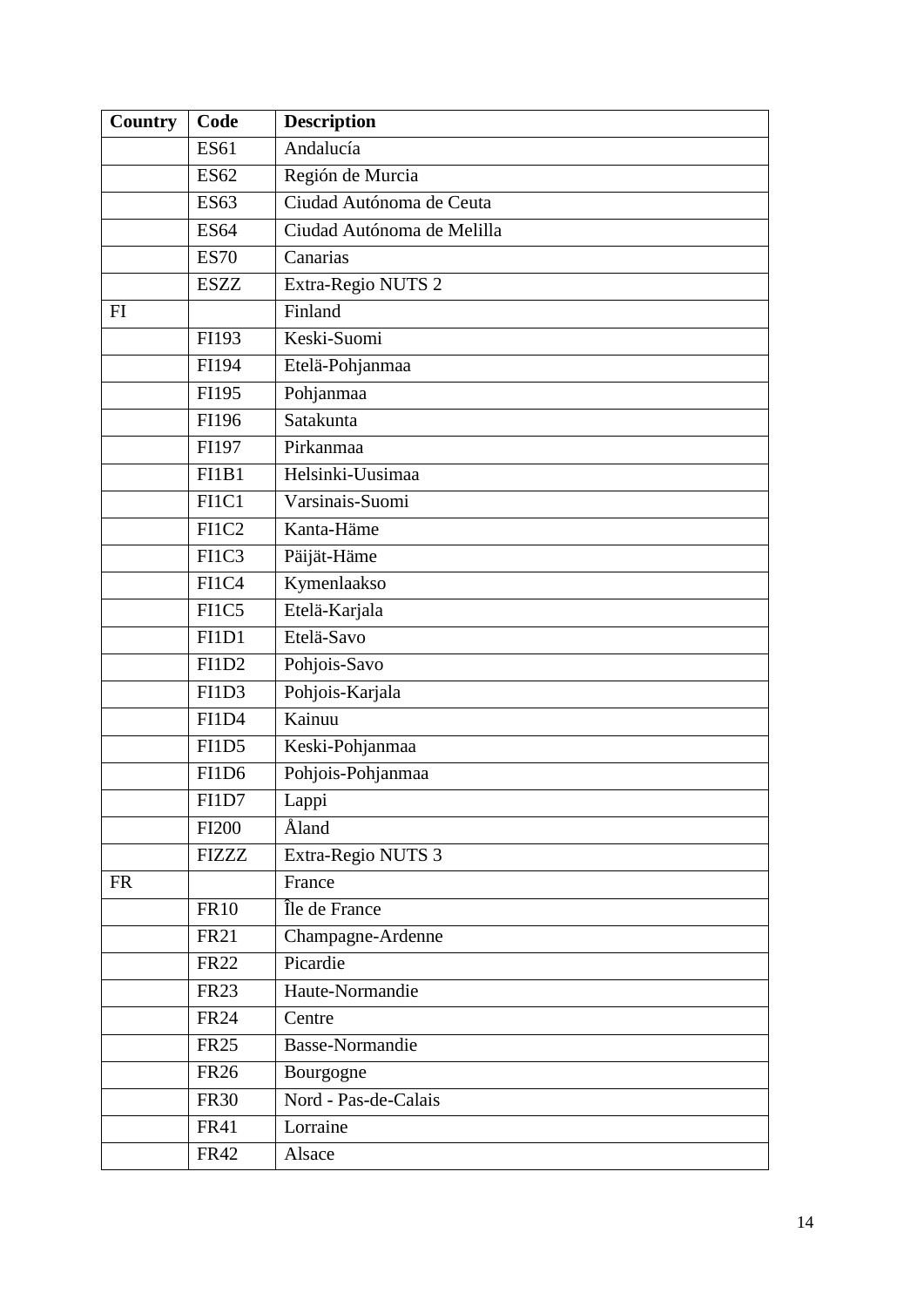| Country | Code | Description |
|---|---|---|
| | ES61 | Andalucía |
| | ES62 | Región de Murcia |
| | ES63 | Ciudad Autónoma de Ceuta |
| | ES64 | Ciudad Autónoma de Melilla |
| | ES70 | Canarias |
| | ESZZ | Extra-Regio NUTS 2 |
| FI | | Finland |
| | FI193 | Keski-Suomi |
| | FI194 | Etelä-Pohjanmaa |
| | FI195 | Pohjanmaa |
| | FI196 | Satakunta |
| | FI197 | Pirkanmaa |
| | FI1B1 | Helsinki-Uusimaa |
| | FI1C1 | Varsinais-Suomi |
| | FI1C2 | Kanta-Häme |
| | FI1C3 | Päijät-Häme |
| | FI1C4 | Kymenlaakso |
| | FI1C5 | Etelä-Karjala |
| | FI1D1 | Etelä-Savo |
| | FI1D2 | Pohjois-Savo |
| | FI1D3 | Pohjois-Karjala |
| | FI1D4 | Kainuu |
| | FI1D5 | Keski-Pohjanmaa |
| | FI1D6 | Pohjois-Pohjanmaa |
| | FI1D7 | Lappi |
| | FI200 | Åland |
| | FIZZZ | Extra-Regio NUTS 3 |
| FR | | France |
| | FR10 | Île de France |
| | FR21 | Champagne-Ardenne |
| | FR22 | Picardie |
| | FR23 | Haute-Normandie |
| | FR24 | Centre |
| | FR25 | Basse-Normandie |
| | FR26 | Bourgogne |
| | FR30 | Nord - Pas-de-Calais |
| | FR41 | Lorraine |
| | FR42 | Alsace |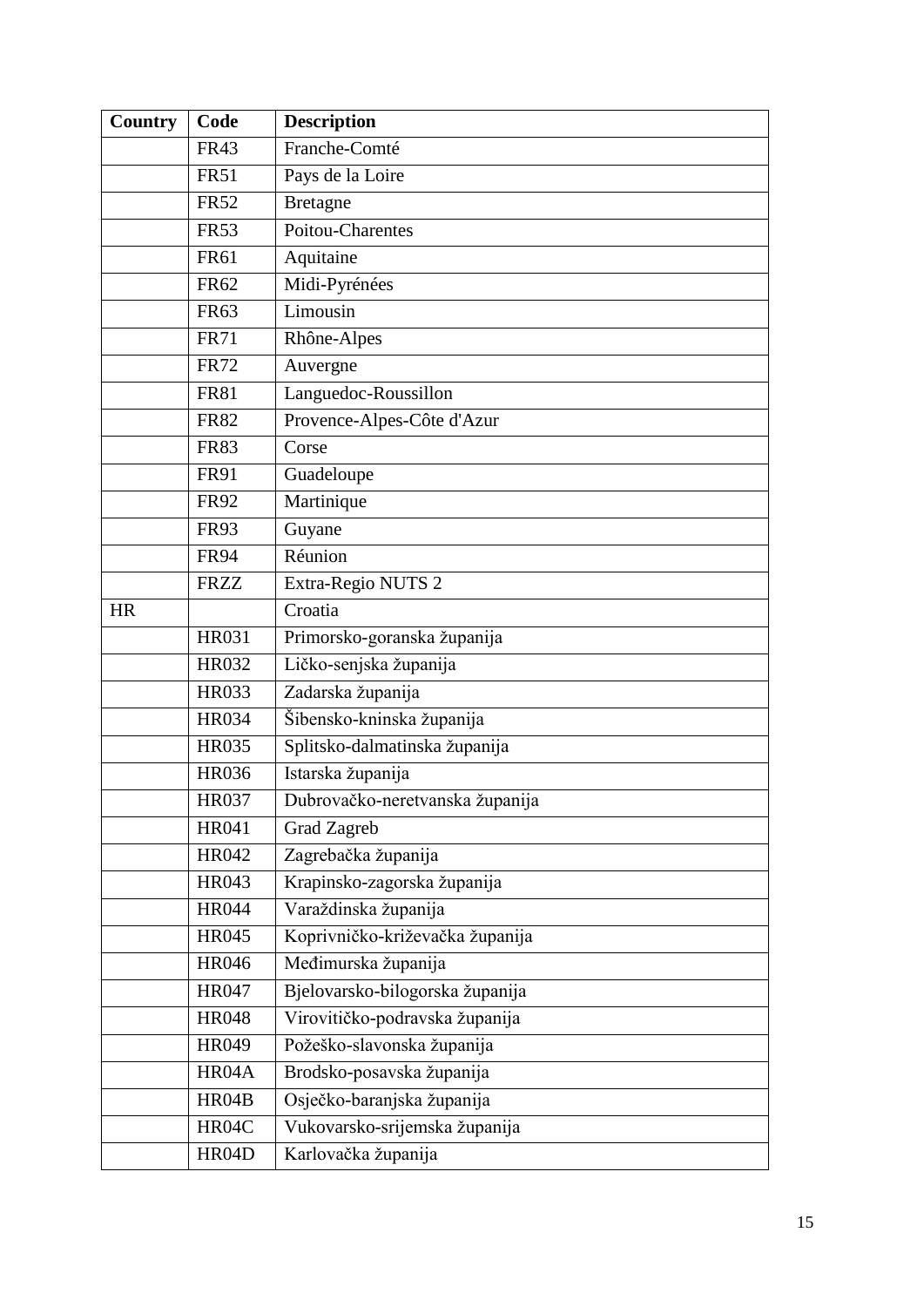| Country | Code | Description |
|---|---|---|
| | FR43 | Franche-Comté |
| | FR51 | Pays de la Loire |
| | FR52 | Bretagne |
| | FR53 | Poitou-Charentes |
| | FR61 | Aquitaine |
| | FR62 | Midi-Pyrénées |
| | FR63 | Limousin |
| | FR71 | Rhône-Alpes |
| | FR72 | Auvergne |
| | FR81 | Languedoc-Roussillon |
| | FR82 | Provence-Alpes-Côte d'Azur |
| | FR83 | Corse |
| | FR91 | Guadeloupe |
| | FR92 | Martinique |
| | FR93 | Guyane |
| | FR94 | Réunion |
| | FRZZ | Extra-Regio NUTS 2 |
| HR | | Croatia |
| | HR031 | Primorsko-goranska županija |
| | HR032 | Ličko-senjska županija |
| | HR033 | Zadarska županija |
| | HR034 | Šibensko-kninska županija |
| | HR035 | Splitsko-dalmatinska županija |
| | HR036 | Istarska županija |
| | HR037 | Dubrovačko-neretvanska županija |
| | HR041 | Grad Zagreb |
| | HR042 | Zagrebačka županija |
| | HR043 | Krapinsko-zagorska županija |
| | HR044 | Varaždinska županija |
| | HR045 | Koprivničko-križevačka županija |
| | HR046 | Međimurska županija |
| | HR047 | Bjelovarsko-bilogorska županija |
| | HR048 | Virovitičko-podravska županija |
| | HR049 | Požeško-slavonska županija |
| | HR04A | Brodsko-posavska županija |
| | HR04B | Osječko-baranjska županija |
| | HR04C | Vukovarsko-srijemska županija |
| | HR04D | Karlovačka županija |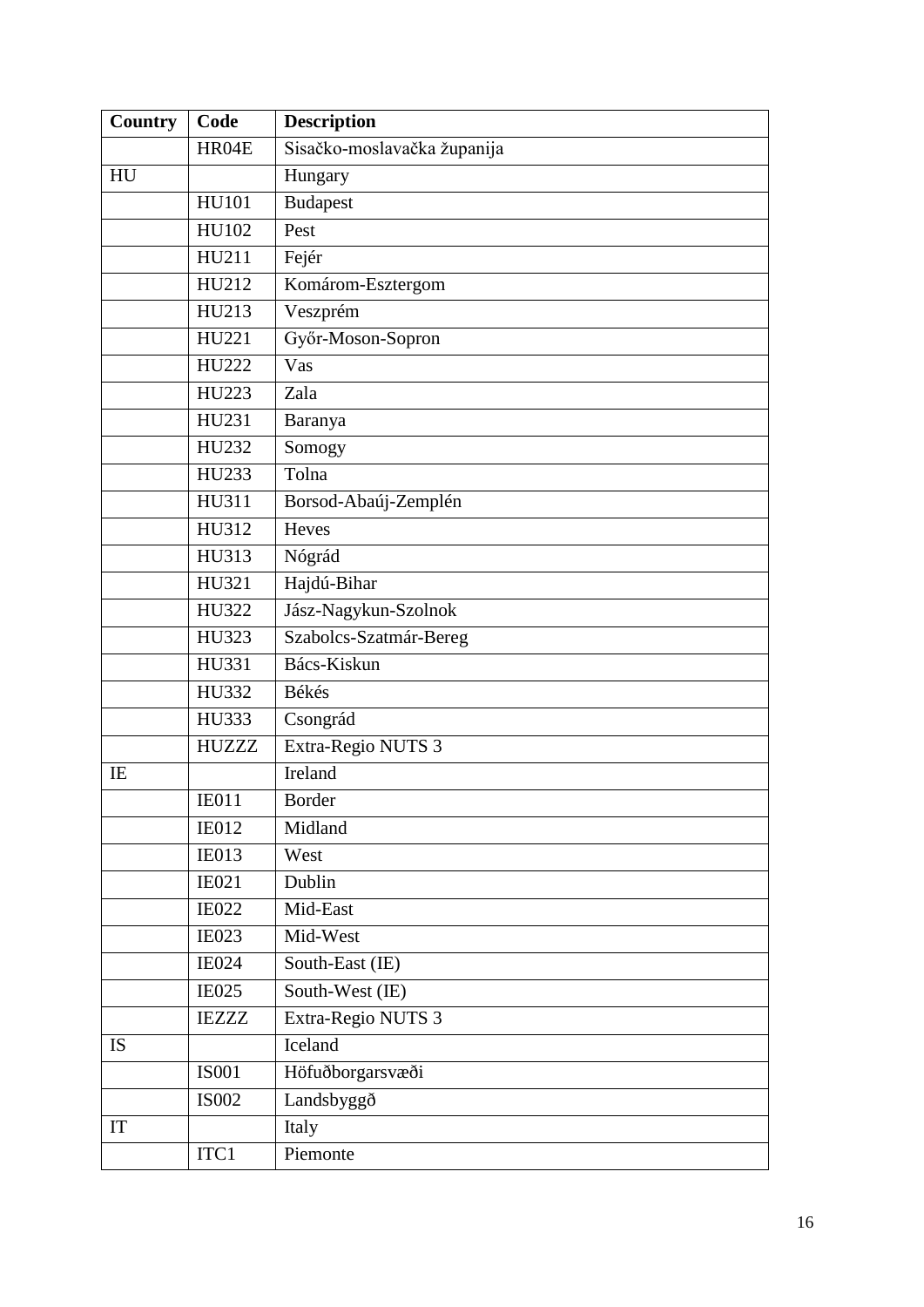| Country | Code | Description |
| --- | --- | --- |
| | HR04E | Sisačko-moslavačka županija |
| HU | | Hungary |
| | HU101 | Budapest |
| | HU102 | Pest |
| | HU211 | Fejér |
| | HU212 | Komárom-Esztergom |
| | HU213 | Veszprém |
| | HU221 | Győr-Moson-Sopron |
| | HU222 | Vas |
| | HU223 | Zala |
| | HU231 | Baranya |
| | HU232 | Somogy |
| | HU233 | Tolna |
| | HU311 | Borsod-Abaúj-Zemplén |
| | HU312 | Heves |
| | HU313 | Nógrád |
| | HU321 | Hajdú-Bihar |
| | HU322 | Jász-Nagykun-Szolnok |
| | HU323 | Szabolcs-Szatmár-Bereg |
| | HU331 | Bács-Kiskun |
| | HU332 | Békés |
| | HU333 | Csongrád |
| | HUZZZ | Extra-Regio NUTS 3 |
| IE | | Ireland |
| | IE011 | Border |
| | IE012 | Midland |
| | IE013 | West |
| | IE021 | Dublin |
| | IE022 | Mid-East |
| | IE023 | Mid-West |
| | IE024 | South-East (IE) |
| | IE025 | South-West (IE) |
| | IEZZZ | Extra-Regio NUTS 3 |
| IS | | Iceland |
| | IS001 | Höfuðborgarsvæði |
| | IS002 | Landsbyggð |
| IT | | Italy |
| | ITC1 | Piemonte |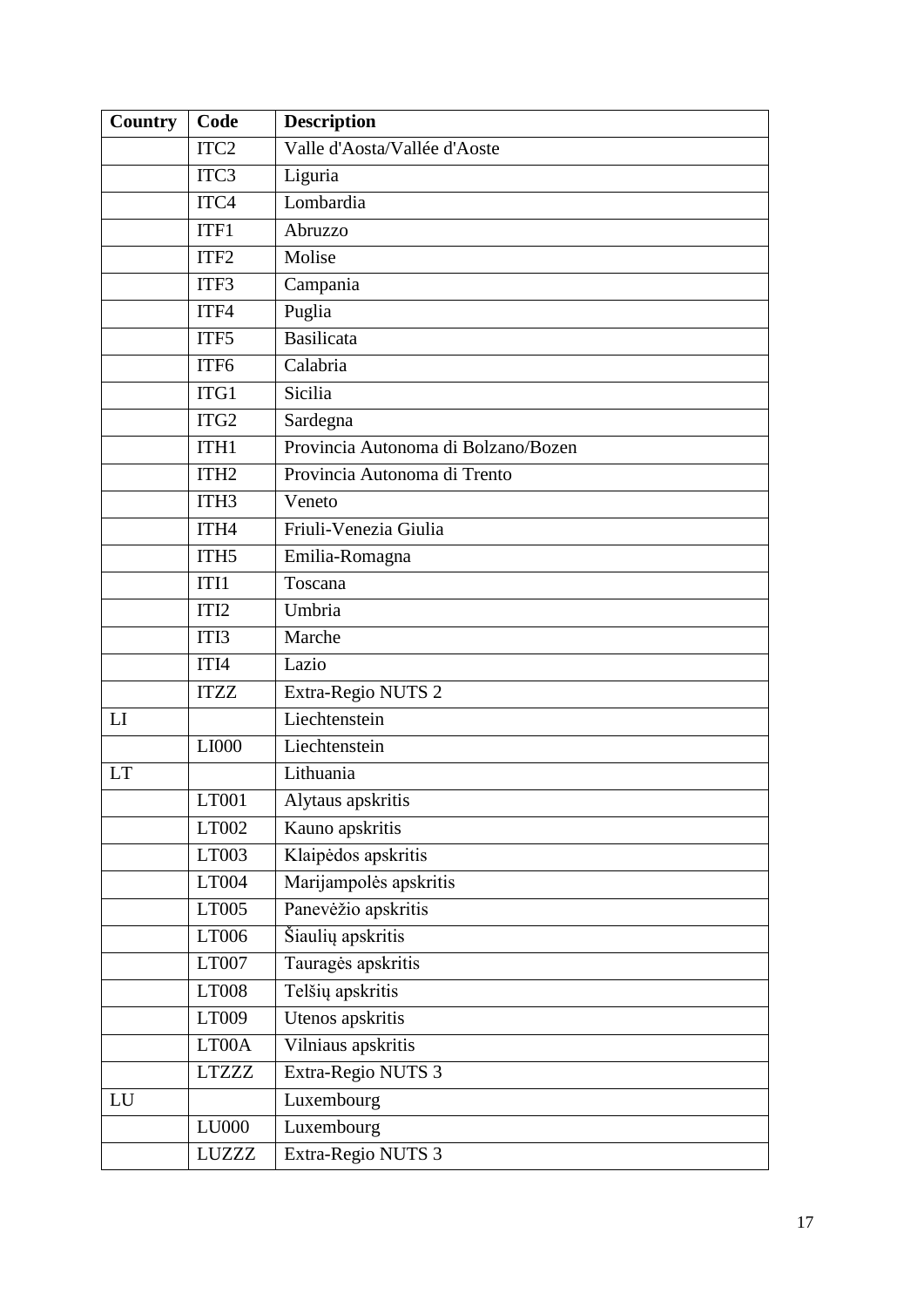| Country | Code | Description |
|---|---|---|
| | ITC2 | Valle d'Aosta/Vallée d'Aoste |
| | ITC3 | Liguria |
| | ITC4 | Lombardia |
| | ITF1 | Abruzzo |
| | ITF2 | Molise |
| | ITF3 | Campania |
| | ITF4 | Puglia |
| | ITF5 | Basilicata |
| | ITF6 | Calabria |
| | ITG1 | Sicilia |
| | ITG2 | Sardegna |
| | ITH1 | Provincia Autonoma di Bolzano/Bozen |
| | ITH2 | Provincia Autonoma di Trento |
| | ITH3 | Veneto |
| | ITH4 | Friuli-Venezia Giulia |
| | ITH5 | Emilia-Romagna |
| | ITI1 | Toscana |
| | ITI2 | Umbria |
| | ITI3 | Marche |
| | ITI4 | Lazio |
| | ITZZ | Extra-Regio NUTS 2 |
| LI | | Liechtenstein |
| | LI000 | Liechtenstein |
| LT | | Lithuania |
| | LT001 | Alytaus apskritis |
| | LT002 | Kauno apskritis |
| | LT003 | Klaipėdos apskritis |
| | LT004 | Marijampolės apskritis |
| | LT005 | Panevėžio apskritis |
| | LT006 | Šiaulių apskritis |
| | LT007 | Tauragės apskritis |
| | LT008 | Telšių apskritis |
| | LT009 | Utenos apskritis |
| | LT00A | Vilniaus apskritis |
| | LTZZZ | Extra-Regio NUTS 3 |
| LU | | Luxembourg |
| | LU000 | Luxembourg |
| | LUZZZ | Extra-Regio NUTS 3 |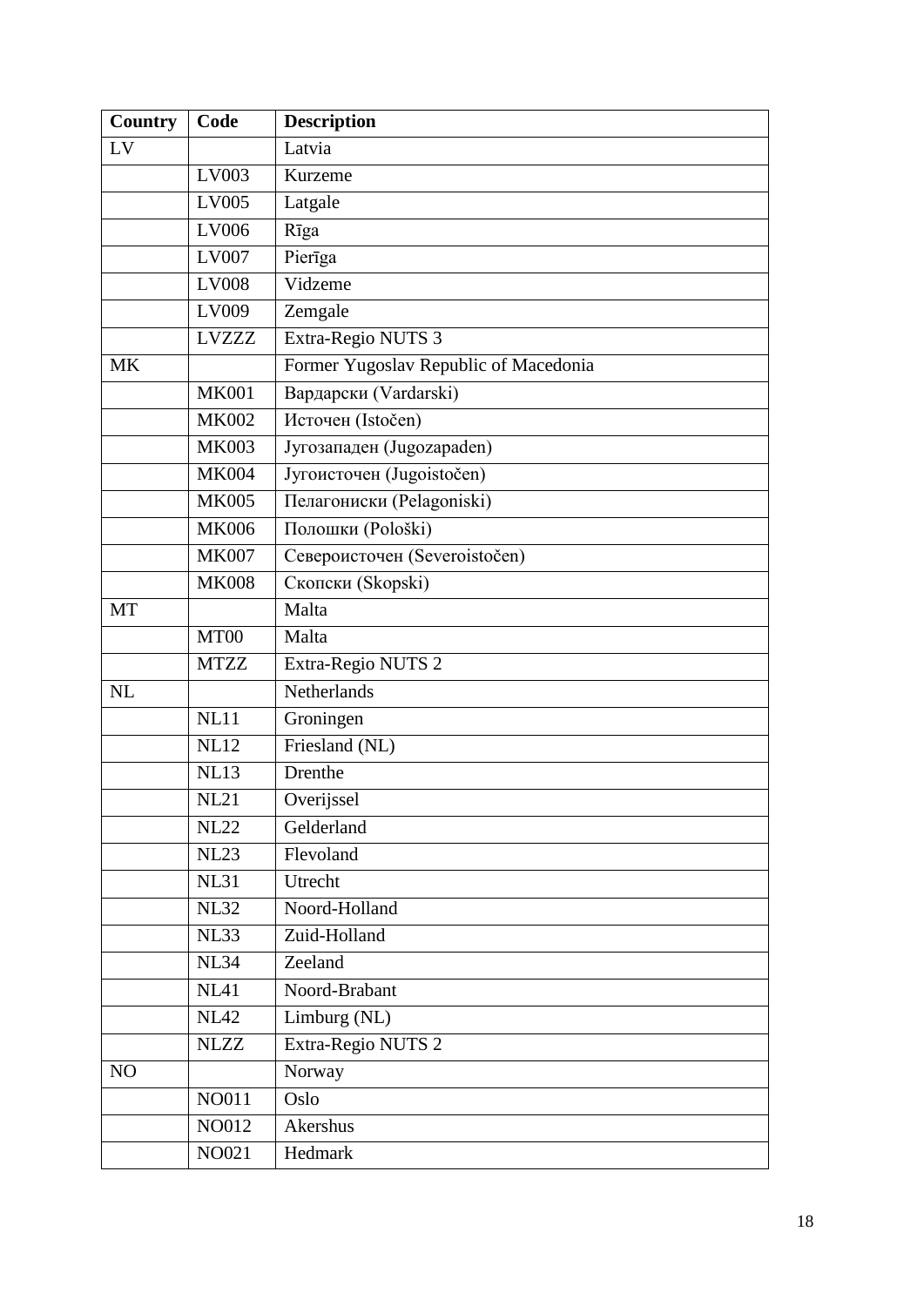| Country | Code | Description |
|---|---|---|
| LV | | Latvia |
| | LV003 | Kurzeme |
| | LV005 | Latgale |
| | LV006 | Rīga |
| | LV007 | Pierīga |
| | LV008 | Vidzeme |
| | LV009 | Zemgale |
| | LVZZZ | Extra-Regio NUTS 3 |
| MK | | Former Yugoslav Republic of Macedonia |
| | MK001 | Вардарски (Vardarski) |
| | MK002 | Источен (Istočen) |
| | MK003 | Југозападен (Jugozapaden) |
| | MK004 | Југоисточен (Jugoistočen) |
| | MK005 | Пелагониски (Pelagoniski) |
| | MK006 | Полошки (Pološki) |
| | MK007 | Североисточен (Severoistočen) |
| | MK008 | Скопски (Skopski) |
| MT | | Malta |
| | MT00 | Malta |
| | MTZZ | Extra-Regio NUTS 2 |
| NL | | Netherlands |
| | NL11 | Groningen |
| | NL12 | Friesland (NL) |
| | NL13 | Drenthe |
| | NL21 | Overijssel |
| | NL22 | Gelderland |
| | NL23 | Flevoland |
| | NL31 | Utrecht |
| | NL32 | Noord-Holland |
| | NL33 | Zuid-Holland |
| | NL34 | Zeeland |
| | NL41 | Noord-Brabant |
| | NL42 | Limburg (NL) |
| | NLZZ | Extra-Regio NUTS 2 |
| NO | | Norway |
| | NO011 | Oslo |
| | NO012 | Akershus |
| | NO021 | Hedmark |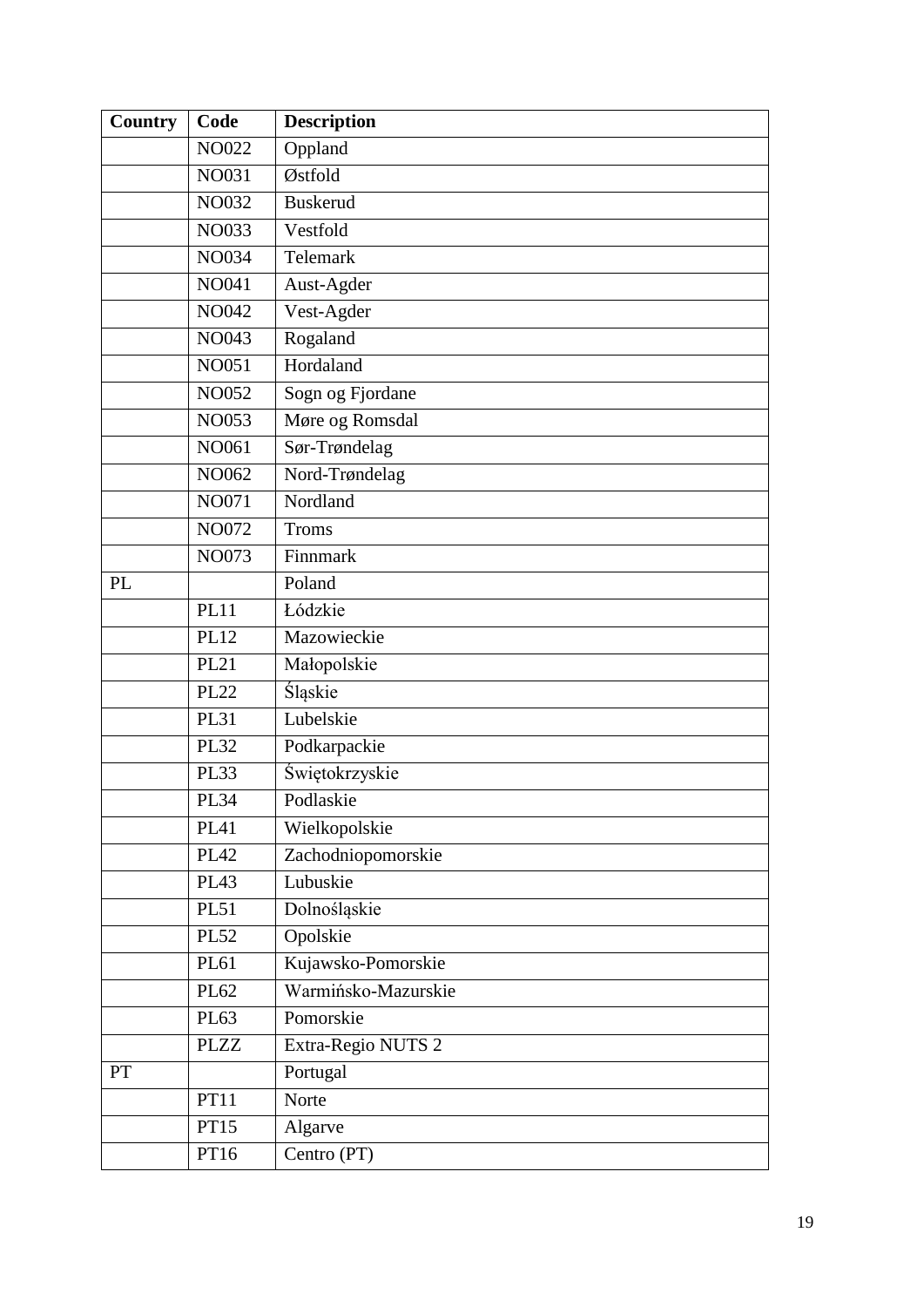| Country | Code | Description |
|---|---|---|
| | NO022 | Oppland |
| | NO031 | Østfold |
| | NO032 | Buskerud |
| | NO033 | Vestfold |
| | NO034 | Telemark |
| | NO041 | Aust-Agder |
| | NO042 | Vest-Agder |
| | NO043 | Rogaland |
| | NO051 | Hordaland |
| | NO052 | Sogn og Fjordane |
| | NO053 | Møre og Romsdal |
| | NO061 | Sør-Trøndelag |
| | NO062 | Nord-Trøndelag |
| | NO071 | Nordland |
| | NO072 | Troms |
| | NO073 | Finnmark |
| PL | | Poland |
| | PL11 | Łódzkie |
| | PL12 | Mazowieckie |
| | PL21 | Małopolskie |
| | PL22 | Śląskie |
| | PL31 | Lubelskie |
| | PL32 | Podkarpackie |
| | PL33 | Świętokrzyskie |
| | PL34 | Podlaskie |
| | PL41 | Wielkopolskie |
| | PL42 | Zachodniopomorskie |
| | PL43 | Lubuskie |
| | PL51 | Dolnośląskie |
| | PL52 | Opolskie |
| | PL61 | Kujawsko-Pomorskie |
| | PL62 | Warmińsko-Mazurskie |
| | PL63 | Pomorskie |
| | PLZZ | Extra-Regio NUTS 2 |
| PT | | Portugal |
| | PT11 | Norte |
| | PT15 | Algarve |
| | PT16 | Centro (PT) |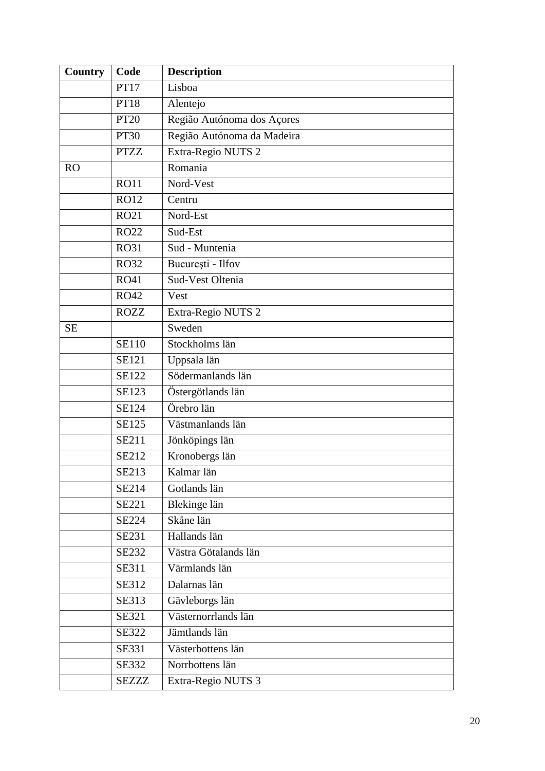| Country | Code | Description |
|---|---|---|
| | PT17 | Lisboa |
| | PT18 | Alentejo |
| | PT20 | Região Autónoma dos Açores |
| | PT30 | Região Autónoma da Madeira |
| | PTZZ | Extra-Regio NUTS 2 |
| RO | | Romania |
| | RO11 | Nord-Vest |
| | RO12 | Centru |
| | RO21 | Nord-Est |
| | RO22 | Sud-Est |
| | RO31 | Sud - Muntenia |
| | RO32 | Bucureşti - Ilfov |
| | RO41 | Sud-Vest Oltenia |
| | RO42 | Vest |
| | ROZZ | Extra-Regio NUTS 2 |
| SE | | Sweden |
| | SE110 | Stockholms län |
| | SE121 | Uppsala län |
| | SE122 | Södermanlands län |
| | SE123 | Östergötlands län |
| | SE124 | Örebro län |
| | SE125 | Västmanlands län |
| | SE211 | Jönköpings län |
| | SE212 | Kronobergs län |
| | SE213 | Kalmar län |
| | SE214 | Gotlands län |
| | SE221 | Blekinge län |
| | SE224 | Skåne län |
| | SE231 | Hallands län |
| | SE232 | Västra Götalands län |
| | SE311 | Värmlands län |
| | SE312 | Dalarnas län |
| | SE313 | Gävleborgs län |
| | SE321 | Västernorrlands län |
| | SE322 | Jämtlands län |
| | SE331 | Västerbottens län |
| | SE332 | Norrbottens län |
| | SEZZZ | Extra-Regio NUTS 3 |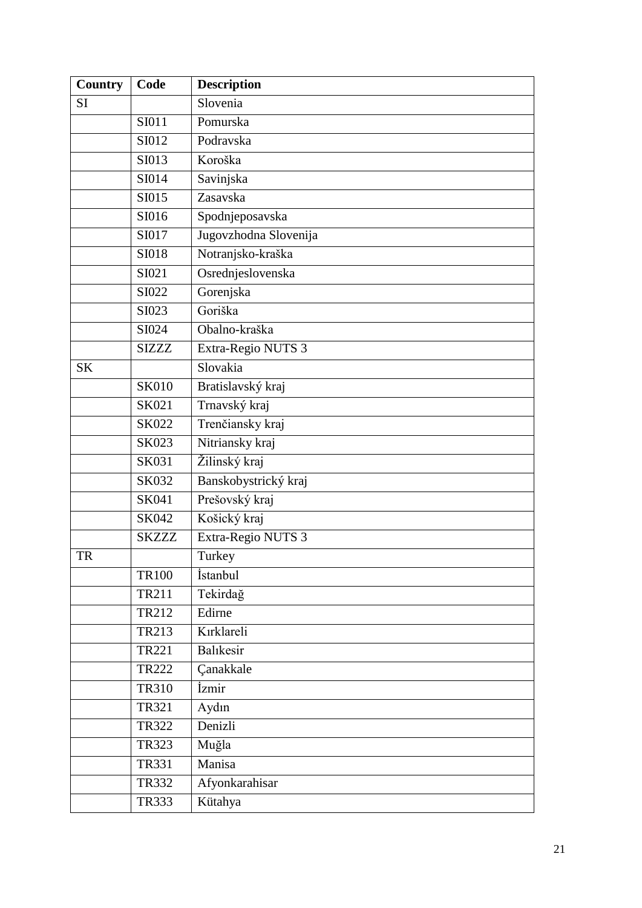| Country | Code | Description |
|---|---|---|
| SI | | Slovenia |
| | SI011 | Pomurska |
| | SI012 | Podravska |
| | SI013 | Koroška |
| | SI014 | Savinjska |
| | SI015 | Zasavska |
| | SI016 | Spodnjeposavska |
| | SI017 | Jugovzhodna Slovenija |
| | SI018 | Notranjsko-kraška |
| | SI021 | Osrednjeslovenska |
| | SI022 | Gorenjska |
| | SI023 | Goriška |
| | SI024 | Obalno-kraška |
| | SIZZZ | Extra-Regio NUTS 3 |
| SK | | Slovakia |
| | SK010 | Bratislavský kraj |
| | SK021 | Trnavský kraj |
| | SK022 | Trenčiansky kraj |
| | SK023 | Nitriansky kraj |
| | SK031 | Žilinský kraj |
| | SK032 | Banskobystrický kraj |
| | SK041 | Prešovský kraj |
| | SK042 | Košický kraj |
| | SKZZZ | Extra-Regio NUTS 3 |
| TR | | Turkey |
| | TR100 | İstanbul |
| | TR211 | Tekirdağ |
| | TR212 | Edirne |
| | TR213 | Kırklareli |
| | TR221 | Balıkesir |
| | TR222 | Çanakkale |
| | TR310 | İzmir |
| | TR321 | Aydın |
| | TR322 | Denizli |
| | TR323 | Muğla |
| | TR331 | Manisa |
| | TR332 | Afyonkarahisar |
| | TR333 | Kütahya |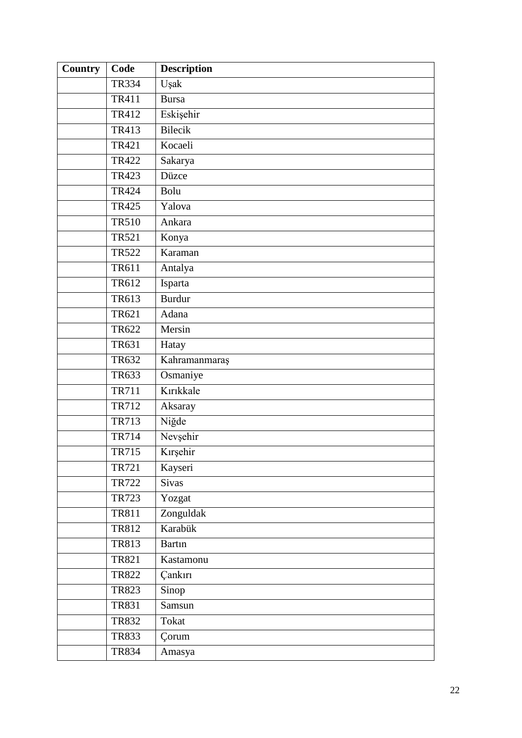| Country | Code | Description |
|---|---|---|
| | TR334 | Uşak |
| | TR411 | Bursa |
| | TR412 | Eskişehir |
| | TR413 | Bilecik |
| | TR421 | Kocaeli |
| | TR422 | Sakarya |
| | TR423 | Düzce |
| | TR424 | Bolu |
| | TR425 | Yalova |
| | TR510 | Ankara |
| | TR521 | Konya |
| | TR522 | Karaman |
| | TR611 | Antalya |
| | TR612 | Isparta |
| | TR613 | Burdur |
| | TR621 | Adana |
| | TR622 | Mersin |
| | TR631 | Hatay |
| | TR632 | Kahramanmaraş |
| | TR633 | Osmaniye |
| | TR711 | Kırıkkale |
| | TR712 | Aksaray |
| | TR713 | Niğde |
| | TR714 | Nevşehir |
| | TR715 | Kırşehir |
| | TR721 | Kayseri |
| | TR722 | Sivas |
| | TR723 | Yozgat |
| | TR811 | Zonguldak |
| | TR812 | Karabük |
| | TR813 | Bartın |
| | TR821 | Kastamonu |
| | TR822 | Çankırı |
| | TR823 | Sinop |
| | TR831 | Samsun |
| | TR832 | Tokat |
| | TR833 | Çorum |
| | TR834 | Amasya |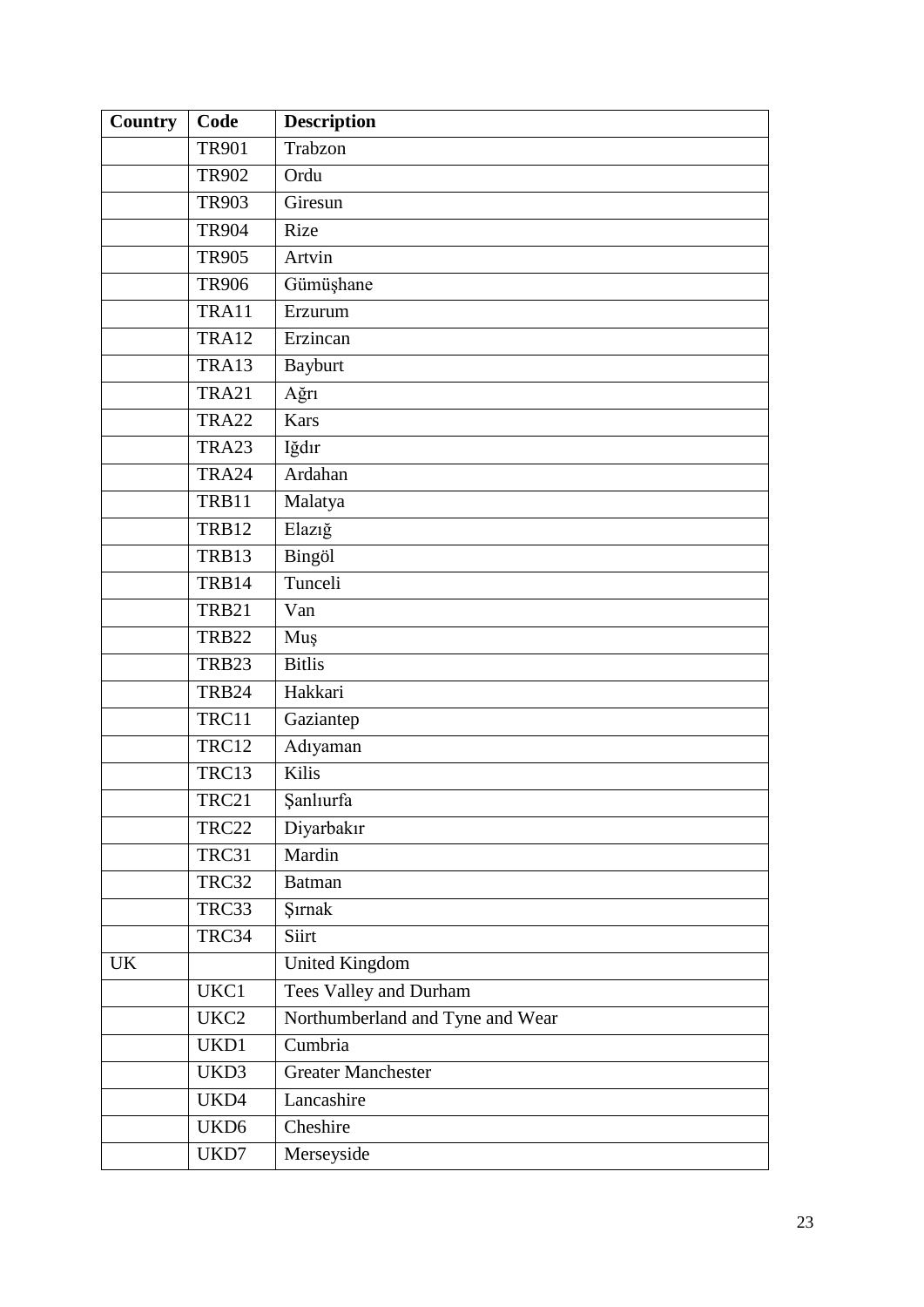| Country | Code | Description |
|---|---|---|
| | TR901 | Trabzon |
| | TR902 | Ordu |
| | TR903 | Giresun |
| | TR904 | Rize |
| | TR905 | Artvin |
| | TR906 | Gümüşhane |
| | TRA11 | Erzurum |
| | TRA12 | Erzincan |
| | TRA13 | Bayburt |
| | TRA21 | Ağrı |
| | TRA22 | Kars |
| | TRA23 | Iğdır |
| | TRA24 | Ardahan |
| | TRB11 | Malatya |
| | TRB12 | Elazığ |
| | TRB13 | Bingöl |
| | TRB14 | Tunceli |
| | TRB21 | Van |
| | TRB22 | Muş |
| | TRB23 | Bitlis |
| | TRB24 | Hakkari |
| | TRC11 | Gaziantep |
| | TRC12 | Adıyaman |
| | TRC13 | Kilis |
| | TRC21 | Şanlıurfa |
| | TRC22 | Diyarbakır |
| | TRC31 | Mardin |
| | TRC32 | Batman |
| | TRC33 | Şırnak |
| | TRC34 | Siirt |
| UK | | United Kingdom |
| | UKC1 | Tees Valley and Durham |
| | UKC2 | Northumberland and Tyne and Wear |
| | UKD1 | Cumbria |
| | UKD3 | Greater Manchester |
| | UKD4 | Lancashire |
| | UKD6 | Cheshire |
| | UKD7 | Merseyside |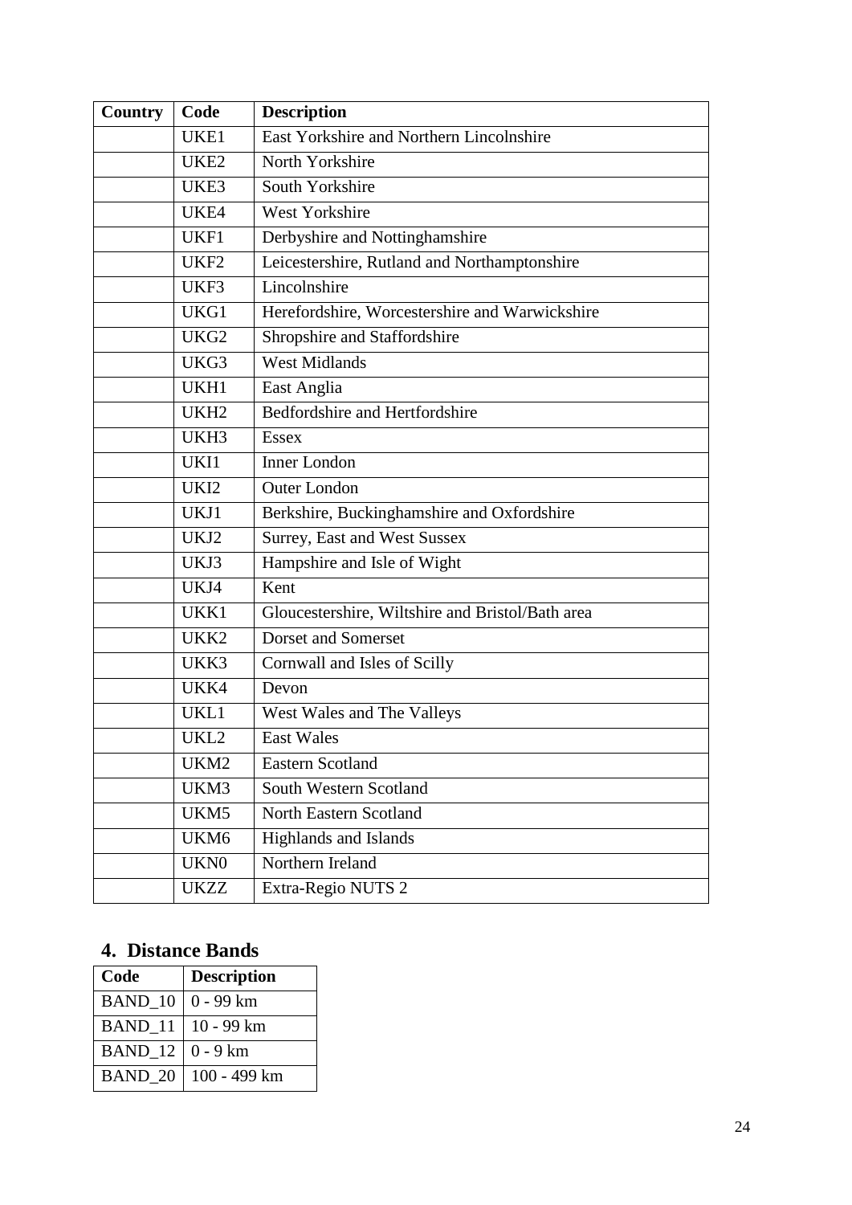| Country | Code | Description |
| --- | --- | --- |
| | UKE1 | East Yorkshire and Northern Lincolnshire |
| | UKE2 | North Yorkshire |
| | UKE3 | South Yorkshire |
| | UKE4 | West Yorkshire |
| | UKF1 | Derbyshire and Nottinghamshire |
| | UKF2 | Leicestershire, Rutland and Northamptonshire |
| | UKF3 | Lincolnshire |
| | UKG1 | Herefordshire, Worcestershire and Warwickshire |
| | UKG2 | Shropshire and Staffordshire |
| | UKG3 | West Midlands |
| | UKH1 | East Anglia |
| | UKH2 | Bedfordshire and Hertfordshire |
| | UKH3 | Essex |
| | UKI1 | Inner London |
| | UKI2 | Outer London |
| | UKJ1 | Berkshire, Buckinghamshire and Oxfordshire |
| | UKJ2 | Surrey, East and West Sussex |
| | UKJ3 | Hampshire and Isle of Wight |
| | UKJ4 | Kent |
| | UKK1 | Gloucestershire, Wiltshire and Bristol/Bath area |
| | UKK2 | Dorset and Somerset |
| | UKK3 | Cornwall and Isles of Scilly |
| | UKK4 | Devon |
| | UKL1 | West Wales and The Valleys |
| | UKL2 | East Wales |
| | UKM2 | Eastern Scotland |
| | UKM3 | South Western Scotland |
| | UKM5 | North Eastern Scotland |
| | UKM6 | Highlands and Islands |
| | UKN0 | Northern Ireland |
| | UKZZ | Extra-Regio NUTS 2 |

## 4. Distance Bands

| Code | Description |
| --- | --- |
| BAND_10 | 0 - 99 km |
| BAND_11 | 10 - 99 km |
| BAND_12 | 0 - 9 km |
| BAND_20 | 100 - 499 km |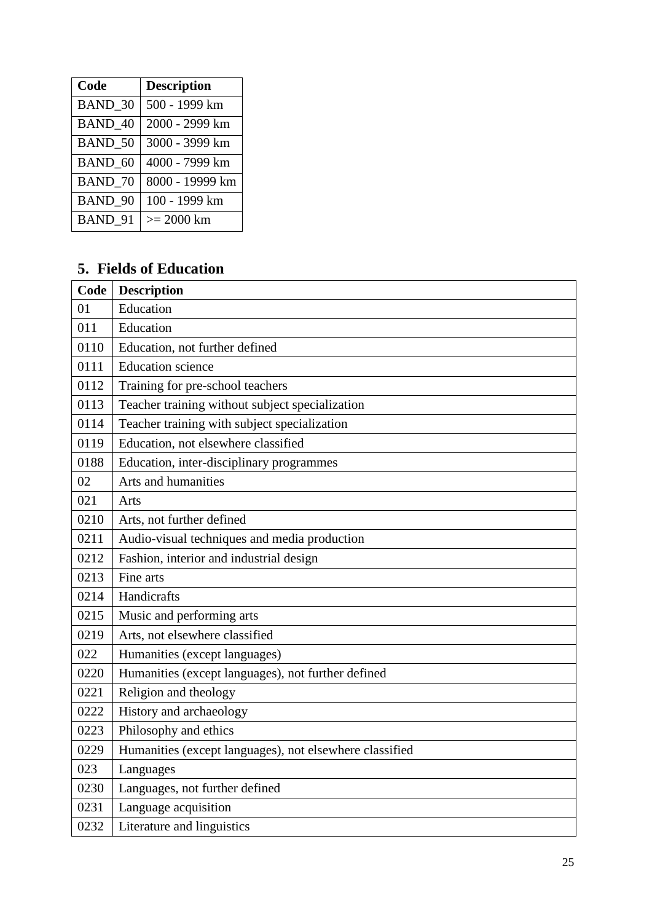| Code | Description |
|---|---|
| BAND_30 | 500 - 1999 km |
| BAND_40 | 2000 - 2999 km |
| BAND_50 | 3000 - 3999 km |
| BAND_60 | 4000 - 7999 km |
| BAND_70 | 8000 - 19999 km |
| BAND_90 | 100 - 1999 km |
| BAND_91 | >= 2000 km |

## 5. Fields of Education

| Code | Description |
|---|---|
| 01 | Education |
| 011 | Education |
| 0110 | Education, not further defined |
| 0111 | Education science |
| 0112 | Training for pre-school teachers |
| 0113 | Teacher training without subject specialization |
| 0114 | Teacher training with subject specialization |
| 0119 | Education, not elsewhere classified |
| 0188 | Education, inter-disciplinary programmes |
| 02 | Arts and humanities |
| 021 | Arts |
| 0210 | Arts, not further defined |
| 0211 | Audio-visual techniques and media production |
| 0212 | Fashion, interior and industrial design |
| 0213 | Fine arts |
| 0214 | Handicrafts |
| 0215 | Music and performing arts |
| 0219 | Arts, not elsewhere classified |
| 022 | Humanities (except languages) |
| 0220 | Humanities (except languages), not further defined |
| 0221 | Religion and theology |
| 0222 | History and archaeology |
| 0223 | Philosophy and ethics |
| 0229 | Humanities (except languages), not elsewhere classified |
| 023 | Languages |
| 0230 | Languages, not further defined |
| 0231 | Language acquisition |
| 0232 | Literature and linguistics |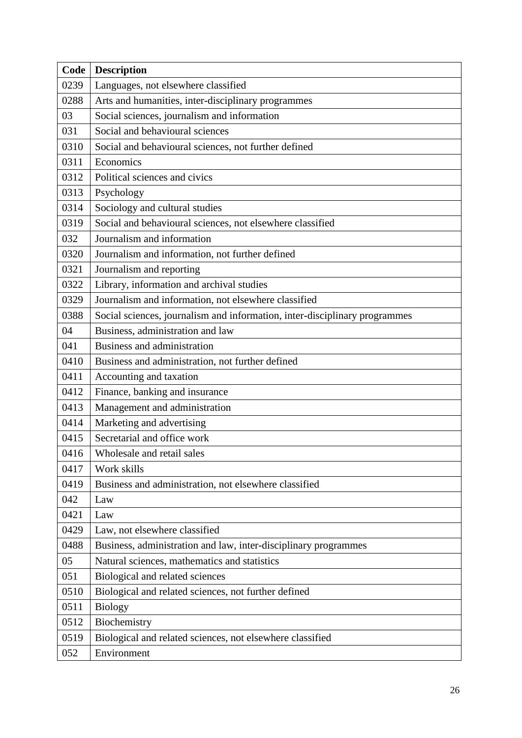| Code | Description |
| --- | --- |
| 0239 | Languages, not elsewhere classified |
| 0288 | Arts and humanities, inter-disciplinary programmes |
| 03 | Social sciences, journalism and information |
| 031 | Social and behavioural sciences |
| 0310 | Social and behavioural sciences, not further defined |
| 0311 | Economics |
| 0312 | Political sciences and civics |
| 0313 | Psychology |
| 0314 | Sociology and cultural studies |
| 0319 | Social and behavioural sciences, not elsewhere classified |
| 032 | Journalism and information |
| 0320 | Journalism and information, not further defined |
| 0321 | Journalism and reporting |
| 0322 | Library, information and archival studies |
| 0329 | Journalism and information, not elsewhere classified |
| 0388 | Social sciences, journalism and information, inter-disciplinary programmes |
| 04 | Business, administration and law |
| 041 | Business and administration |
| 0410 | Business and administration, not further defined |
| 0411 | Accounting and taxation |
| 0412 | Finance, banking and insurance |
| 0413 | Management and administration |
| 0414 | Marketing and advertising |
| 0415 | Secretarial and office work |
| 0416 | Wholesale and retail sales |
| 0417 | Work skills |
| 0419 | Business and administration, not elsewhere classified |
| 042 | Law |
| 0421 | Law |
| 0429 | Law, not elsewhere classified |
| 0488 | Business, administration and law, inter-disciplinary programmes |
| 05 | Natural sciences, mathematics and statistics |
| 051 | Biological and related sciences |
| 0510 | Biological and related sciences, not further defined |
| 0511 | Biology |
| 0512 | Biochemistry |
| 0519 | Biological and related sciences, not elsewhere classified |
| 052 | Environment |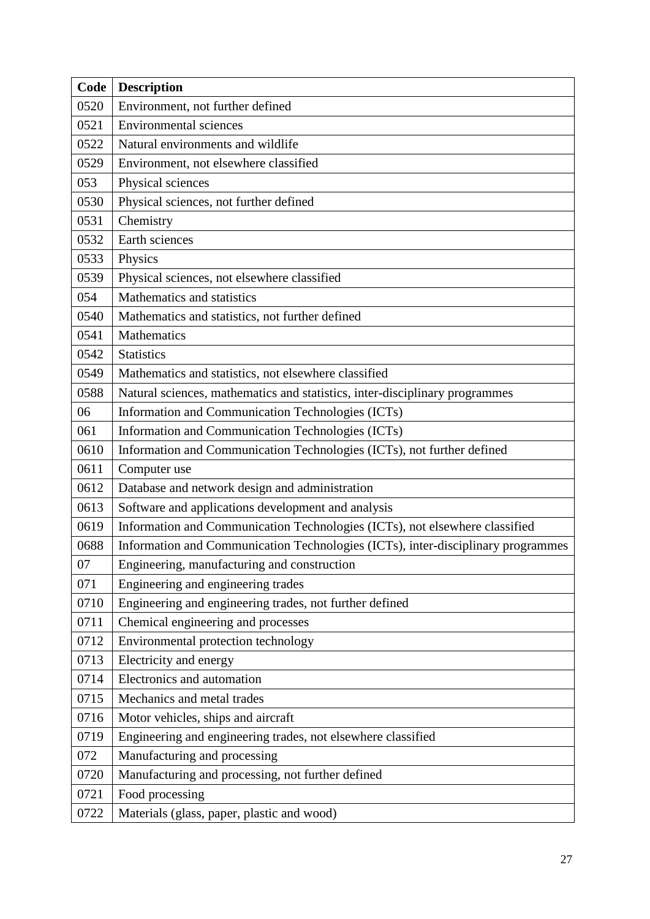| Code | Description |
| --- | --- |
| 0520 | Environment, not further defined |
| 0521 | Environmental sciences |
| 0522 | Natural environments and wildlife |
| 0529 | Environment, not elsewhere classified |
| 053 | Physical sciences |
| 0530 | Physical sciences, not further defined |
| 0531 | Chemistry |
| 0532 | Earth sciences |
| 0533 | Physics |
| 0539 | Physical sciences, not elsewhere classified |
| 054 | Mathematics and statistics |
| 0540 | Mathematics and statistics, not further defined |
| 0541 | Mathematics |
| 0542 | Statistics |
| 0549 | Mathematics and statistics, not elsewhere classified |
| 0588 | Natural sciences, mathematics and statistics, inter-disciplinary programmes |
| 06 | Information and Communication Technologies (ICTs) |
| 061 | Information and Communication Technologies (ICTs) |
| 0610 | Information and Communication Technologies (ICTs), not further defined |
| 0611 | Computer use |
| 0612 | Database and network design and administration |
| 0613 | Software and applications development and analysis |
| 0619 | Information and Communication Technologies (ICTs), not elsewhere classified |
| 0688 | Information and Communication Technologies (ICTs), inter-disciplinary programmes |
| 07 | Engineering, manufacturing and construction |
| 071 | Engineering and engineering trades |
| 0710 | Engineering and engineering trades, not further defined |
| 0711 | Chemical engineering and processes |
| 0712 | Environmental protection technology |
| 0713 | Electricity and energy |
| 0714 | Electronics and automation |
| 0715 | Mechanics and metal trades |
| 0716 | Motor vehicles, ships and aircraft |
| 0719 | Engineering and engineering trades, not elsewhere classified |
| 072 | Manufacturing and processing |
| 0720 | Manufacturing and processing, not further defined |
| 0721 | Food processing |
| 0722 | Materials (glass, paper, plastic and wood) |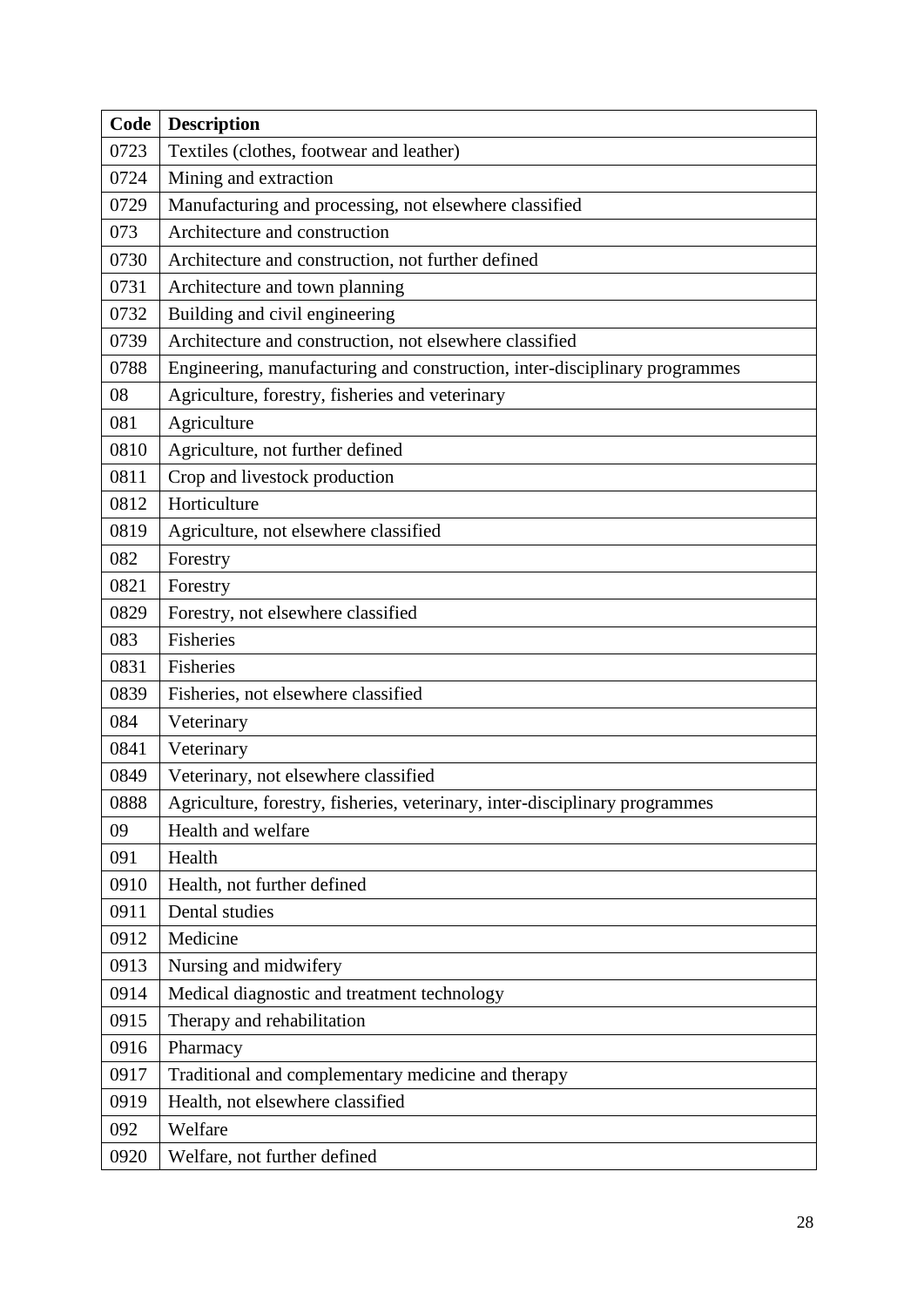| Code | Description |
|---|---|
| 0723 | Textiles (clothes, footwear and leather) |
| 0724 | Mining and extraction |
| 0729 | Manufacturing and processing, not elsewhere classified |
| 073 | Architecture and construction |
| 0730 | Architecture and construction, not further defined |
| 0731 | Architecture and town planning |
| 0732 | Building and civil engineering |
| 0739 | Architecture and construction, not elsewhere classified |
| 0788 | Engineering, manufacturing and construction, inter-disciplinary programmes |
| 08 | Agriculture, forestry, fisheries and veterinary |
| 081 | Agriculture |
| 0810 | Agriculture, not further defined |
| 0811 | Crop and livestock production |
| 0812 | Horticulture |
| 0819 | Agriculture, not elsewhere classified |
| 082 | Forestry |
| 0821 | Forestry |
| 0829 | Forestry, not elsewhere classified |
| 083 | Fisheries |
| 0831 | Fisheries |
| 0839 | Fisheries, not elsewhere classified |
| 084 | Veterinary |
| 0841 | Veterinary |
| 0849 | Veterinary, not elsewhere classified |
| 0888 | Agriculture, forestry, fisheries, veterinary, inter-disciplinary programmes |
| 09 | Health and welfare |
| 091 | Health |
| 0910 | Health, not further defined |
| 0911 | Dental studies |
| 0912 | Medicine |
| 0913 | Nursing and midwifery |
| 0914 | Medical diagnostic and treatment technology |
| 0915 | Therapy and rehabilitation |
| 0916 | Pharmacy |
| 0917 | Traditional and complementary medicine and therapy |
| 0919 | Health, not elsewhere classified |
| 092 | Welfare |
| 0920 | Welfare, not further defined |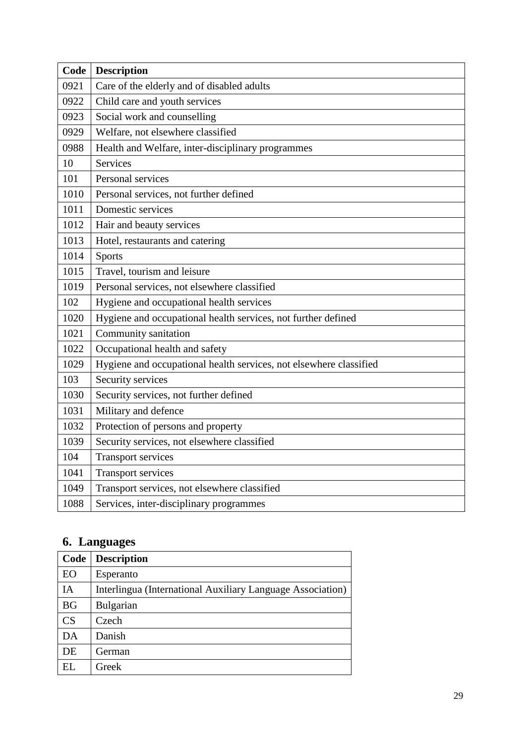| Code | Description |
|---|---|
| 0921 | Care of the elderly and of disabled adults |
| 0922 | Child care and youth services |
| 0923 | Social work and counselling |
| 0929 | Welfare, not elsewhere classified |
| 0988 | Health and Welfare, inter-disciplinary programmes |
| 10 | Services |
| 101 | Personal services |
| 1010 | Personal services, not further defined |
| 1011 | Domestic services |
| 1012 | Hair and beauty services |
| 1013 | Hotel, restaurants and catering |
| 1014 | Sports |
| 1015 | Travel, tourism and leisure |
| 1019 | Personal services, not elsewhere classified |
| 102 | Hygiene and occupational health services |
| 1020 | Hygiene and occupational health services, not further defined |
| 1021 | Community sanitation |
| 1022 | Occupational health and safety |
| 1029 | Hygiene and occupational health services, not elsewhere classified |
| 103 | Security services |
| 1030 | Security services, not further defined |
| 1031 | Military and defence |
| 1032 | Protection of persons and property |
| 1039 | Security services, not elsewhere classified |
| 104 | Transport services |
| 1041 | Transport services |
| 1049 | Transport services, not elsewhere classified |
| 1088 | Services, inter-disciplinary programmes |

## 6. Languages

| Code | Description |
|---|---|
| EO | Esperanto |
| IA | Interlingua (International Auxiliary Language Association) |
| BG | Bulgarian |
| CS | Czech |
| DA | Danish |
| DE | German |
| EL | Greek |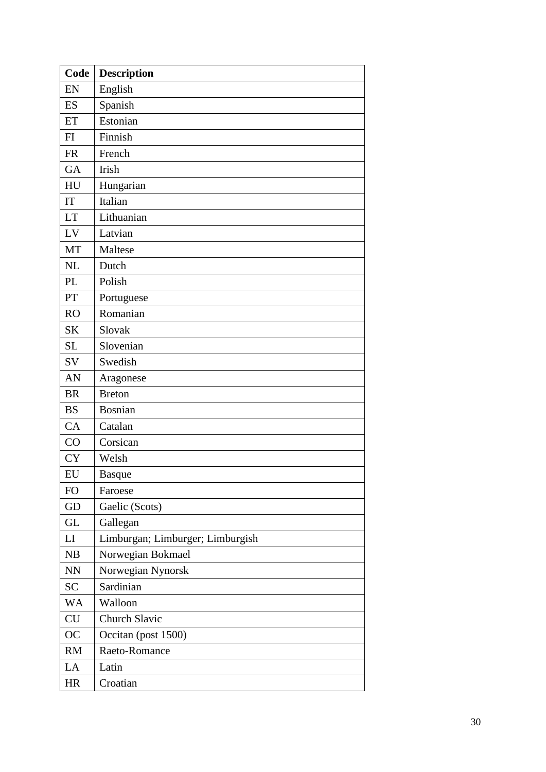| **Code** | **Description** |
|---|---|
| EN | English |
| ES | Spanish |
| ET | Estonian |
| FI | Finnish |
| FR | French |
| GA | Irish |
| HU | Hungarian |
| IT | Italian |
| LT | Lithuanian |
| LV | Latvian |
| MT | Maltese |
| NL | Dutch |
| PL | Polish |
| PT | Portuguese |
| RO | Romanian |
| SK | Slovak |
| SL | Slovenian |
| SV | Swedish |
| AN | Aragonese |
| BR | Breton |
| BS | Bosnian |
| CA | Catalan |
| CO | Corsican |
| CY | Welsh |
| EU | Basque |
| FO | Faroese |
| GD | Gaelic (Scots) |
| GL | Gallegan |
| LI | Limburgan; Limburger; Limburgish |
| NB | Norwegian Bokmael |
| NN | Norwegian Nynorsk |
| SC | Sardinian |
| WA | Walloon |
| CU | Church Slavic |
| OC | Occitan (post 1500) |
| RM | Raeto-Romance |
| LA | Latin |
| HR | Croatian |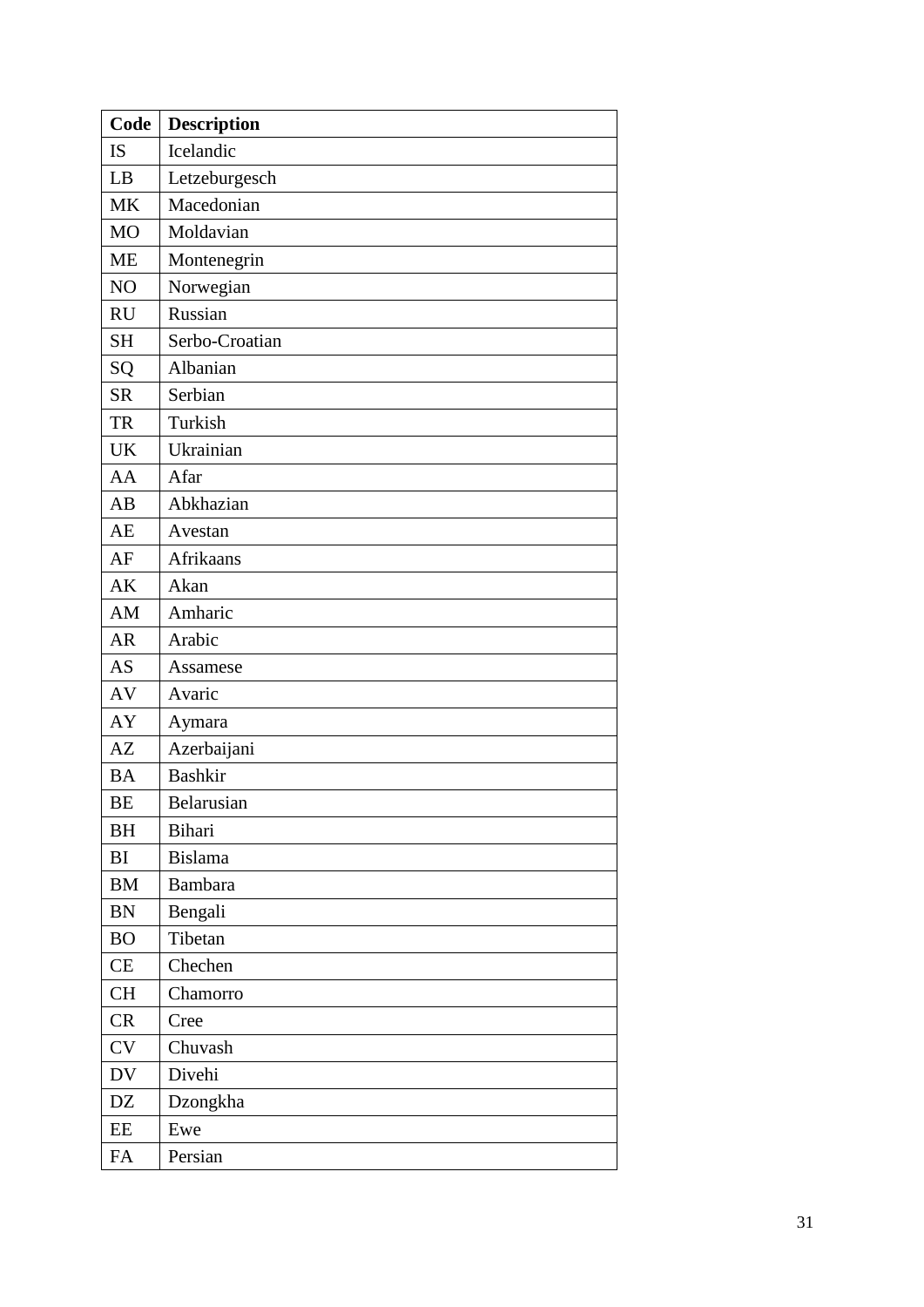| Code | Description |
|---|---|
| IS | Icelandic |
| LB | Letzeburgesch |
| MK | Macedonian |
| MO | Moldavian |
| ME | Montenegrin |
| NO | Norwegian |
| RU | Russian |
| SH | Serbo-Croatian |
| SQ | Albanian |
| SR | Serbian |
| TR | Turkish |
| UK | Ukrainian |
| AA | Afar |
| AB | Abkhazian |
| AE | Avestan |
| AF | Afrikaans |
| AK | Akan |
| AM | Amharic |
| AR | Arabic |
| AS | Assamese |
| AV | Avaric |
| AY | Aymara |
| AZ | Azerbaijani |
| BA | Bashkir |
| BE | Belarusian |
| BH | Bihari |
| BI | Bislama |
| BM | Bambara |
| BN | Bengali |
| BO | Tibetan |
| CE | Chechen |
| CH | Chamorro |
| CR | Cree |
| CV | Chuvash |
| DV | Divehi |
| DZ | Dzongkha |
| EE | Ewe |
| FA | Persian |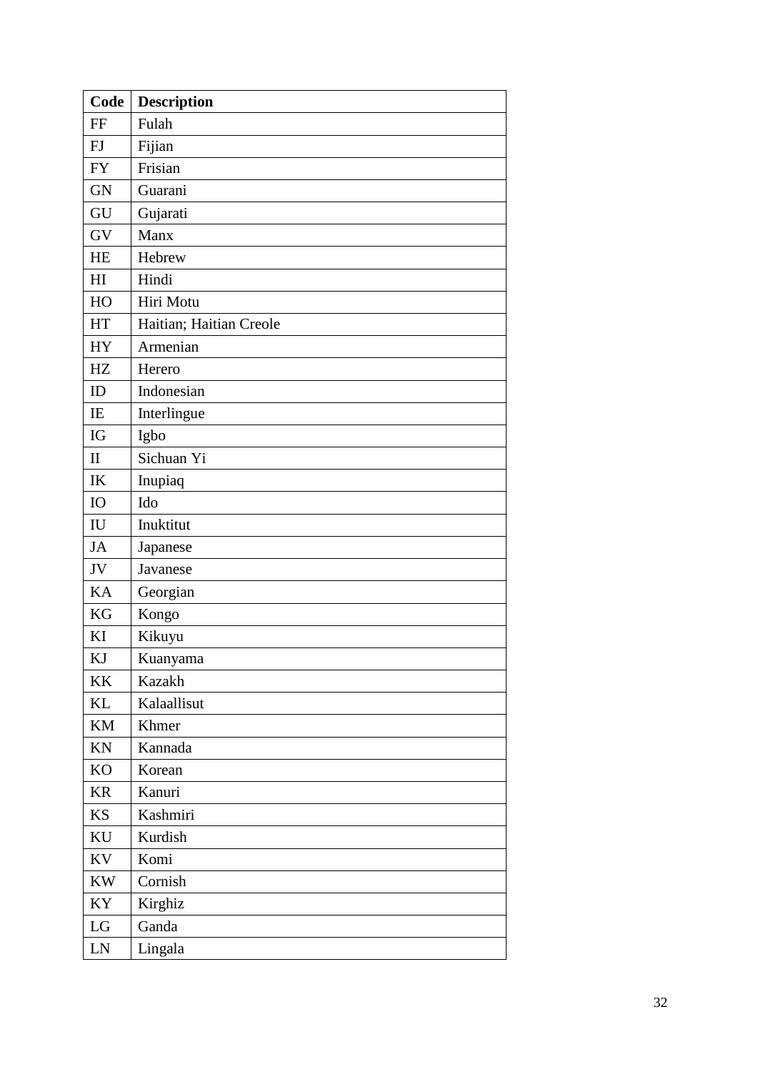| Code | Description |
| --- | --- |
| FF | Fulah |
| FJ | Fijian |
| FY | Frisian |
| GN | Guarani |
| GU | Gujarati |
| GV | Manx |
| HE | Hebrew |
| HI | Hindi |
| HO | Hiri Motu |
| HT | Haitian; Haitian Creole |
| HY | Armenian |
| HZ | Herero |
| ID | Indonesian |
| IE | Interlingue |
| IG | Igbo |
| II | Sichuan Yi |
| IK | Inupiaq |
| IO | Ido |
| IU | Inuktitut |
| JA | Japanese |
| JV | Javanese |
| KA | Georgian |
| KG | Kongo |
| KI | Kikuyu |
| KJ | Kuanyama |
| KK | Kazakh |
| KL | Kalaallisut |
| KM | Khmer |
| KN | Kannada |
| KO | Korean |
| KR | Kanuri |
| KS | Kashmiri |
| KU | Kurdish |
| KV | Komi |
| KW | Cornish |
| KY | Kirghiz |
| LG | Ganda |
| LN | Lingala |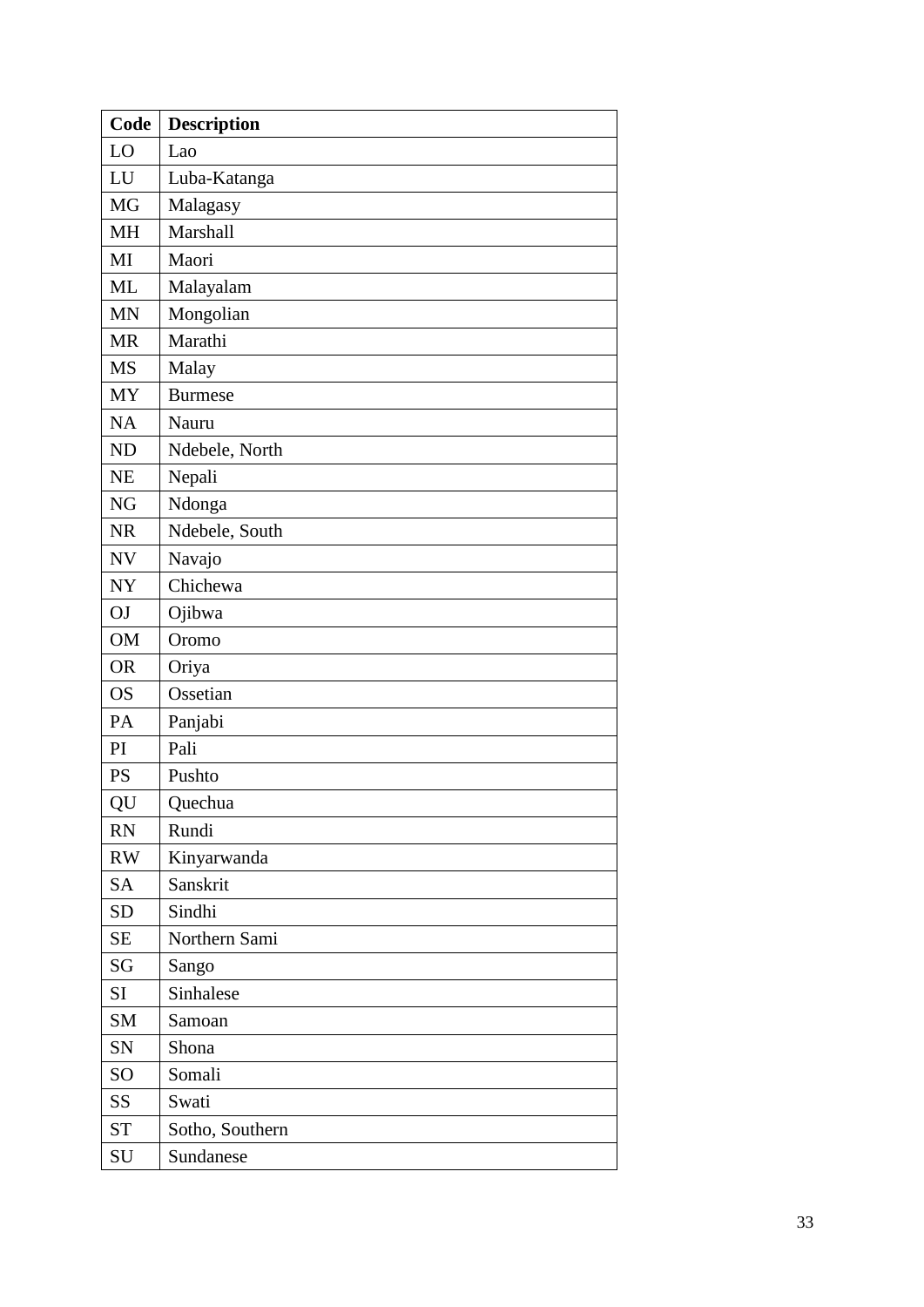| Code | Description |
| --- | --- |
| LO | Lao |
| LU | Luba-Katanga |
| MG | Malagasy |
| MH | Marshall |
| MI | Maori |
| ML | Malayalam |
| MN | Mongolian |
| MR | Marathi |
| MS | Malay |
| MY | Burmese |
| NA | Nauru |
| ND | Ndebele, North |
| NE | Nepali |
| NG | Ndonga |
| NR | Ndebele, South |
| NV | Navajo |
| NY | Chichewa |
| OJ | Ojibwa |
| OM | Oromo |
| OR | Oriya |
| OS | Ossetian |
| PA | Panjabi |
| PI | Pali |
| PS | Pushto |
| QU | Quechua |
| RN | Rundi |
| RW | Kinyarwanda |
| SA | Sanskrit |
| SD | Sindhi |
| SE | Northern Sami |
| SG | Sango |
| SI | Sinhalese |
| SM | Samoan |
| SN | Shona |
| SO | Somali |
| SS | Swati |
| ST | Sotho, Southern |
| SU | Sundanese |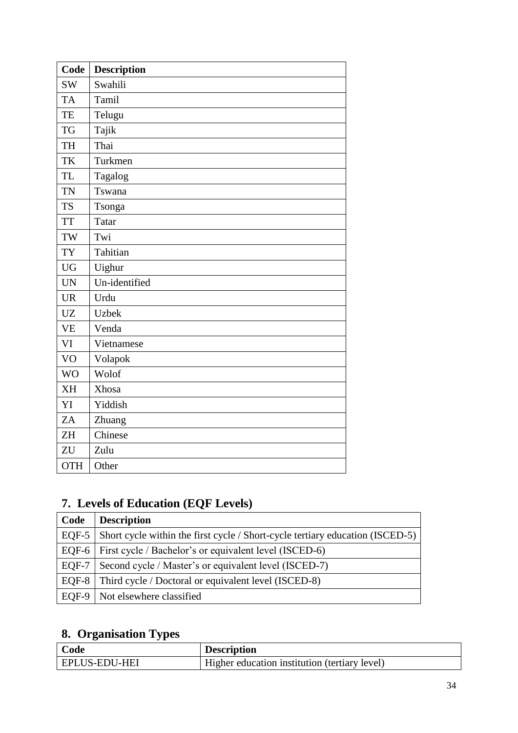| Code | Description |
|---|---|
| SW | Swahili |
| TA | Tamil |
| TE | Telugu |
| TG | Tajik |
| TH | Thai |
| TK | Turkmen |
| TL | Tagalog |
| TN | Tswana |
| TS | Tsonga |
| TT | Tatar |
| TW | Twi |
| TY | Tahitian |
| UG | Uighur |
| UN | Un-identified |
| UR | Urdu |
| UZ | Uzbek |
| VE | Venda |
| VI | Vietnamese |
| VO | Volapok |
| WO | Wolof |
| XH | Xhosa |
| YI | Yiddish |
| ZA | Zhuang |
| ZH | Chinese |
| ZU | Zulu |
| OTH | Other |

## 7. Levels of Education (EQF Levels)

| Code | Description |
|---|---|
| EQF-5 | Short cycle within the first cycle / Short-cycle tertiary education (ISCED-5) |
| EQF-6 | First cycle / Bachelor's or equivalent level (ISCED-6) |
| EQF-7 | Second cycle / Master's or equivalent level (ISCED-7) |
| EQF-8 | Third cycle / Doctoral or equivalent level (ISCED-8) |
| EQF-9 | Not elsewhere classified |

## 8. Organisation Types

| Code | Description |
|---|---|
| EPLUS-EDU-HEI | Higher education institution (tertiary level) |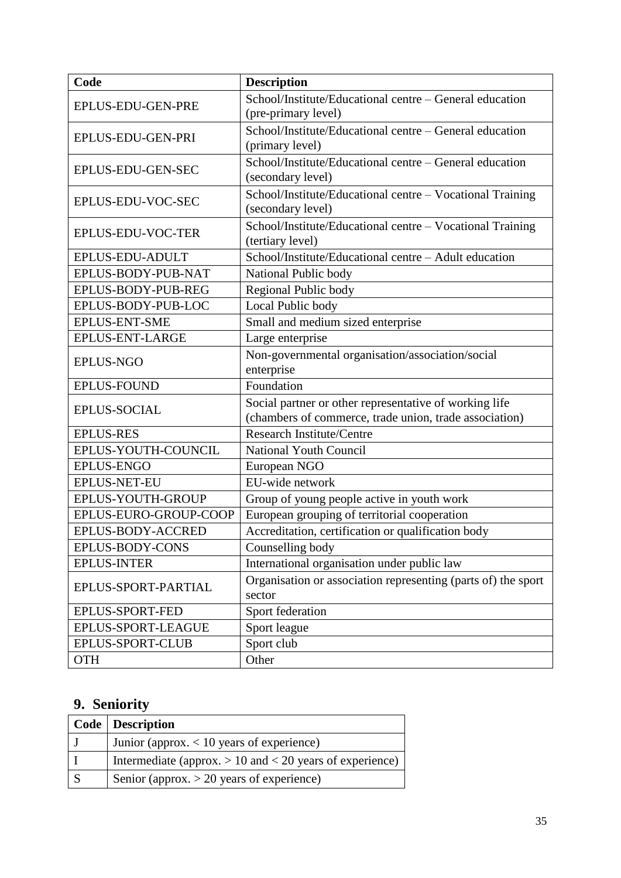| Code | Description |
|---|---|
| EPLUS-EDU-GEN-PRE | School/Institute/Educational centre – General education (pre-primary level) |
| EPLUS-EDU-GEN-PRI | School/Institute/Educational centre – General education (primary level) |
| EPLUS-EDU-GEN-SEC | School/Institute/Educational centre – General education (secondary level) |
| EPLUS-EDU-VOC-SEC | School/Institute/Educational centre – Vocational Training (secondary level) |
| EPLUS-EDU-VOC-TER | School/Institute/Educational centre – Vocational Training (tertiary level) |
| EPLUS-EDU-ADULT | School/Institute/Educational centre – Adult education |
| EPLUS-BODY-PUB-NAT | National Public body |
| EPLUS-BODY-PUB-REG | Regional Public body |
| EPLUS-BODY-PUB-LOC | Local Public body |
| EPLUS-ENT-SME | Small and medium sized enterprise |
| EPLUS-ENT-LARGE | Large enterprise |
| EPLUS-NGO | Non-governmental organisation/association/social enterprise |
| EPLUS-FOUND | Foundation |
| EPLUS-SOCIAL | Social partner or other representative of working life (chambers of commerce, trade union, trade association) |
| EPLUS-RES | Research Institute/Centre |
| EPLUS-YOUTH-COUNCIL | National Youth Council |
| EPLUS-ENGO | European NGO |
| EPLUS-NET-EU | EU-wide network |
| EPLUS-YOUTH-GROUP | Group of young people active in youth work |
| EPLUS-EURO-GROUP-COOP | European grouping of territorial cooperation |
| EPLUS-BODY-ACCRED | Accreditation, certification or qualification body |
| EPLUS-BODY-CONS | Counselling body |
| EPLUS-INTER | International organisation under public law |
| EPLUS-SPORT-PARTIAL | Organisation or association representing (parts of) the sport sector |
| EPLUS-SPORT-FED | Sport federation |
| EPLUS-SPORT-LEAGUE | Sport league |
| EPLUS-SPORT-CLUB | Sport club |
| OTH | Other |

## 9. Seniority

| Code | Description |
|---|---|
| J | Junior (approx. < 10 years of experience) |
| I | Intermediate (approx. > 10 and < 20 years of experience) |
| S | Senior (approx. > 20 years of experience) |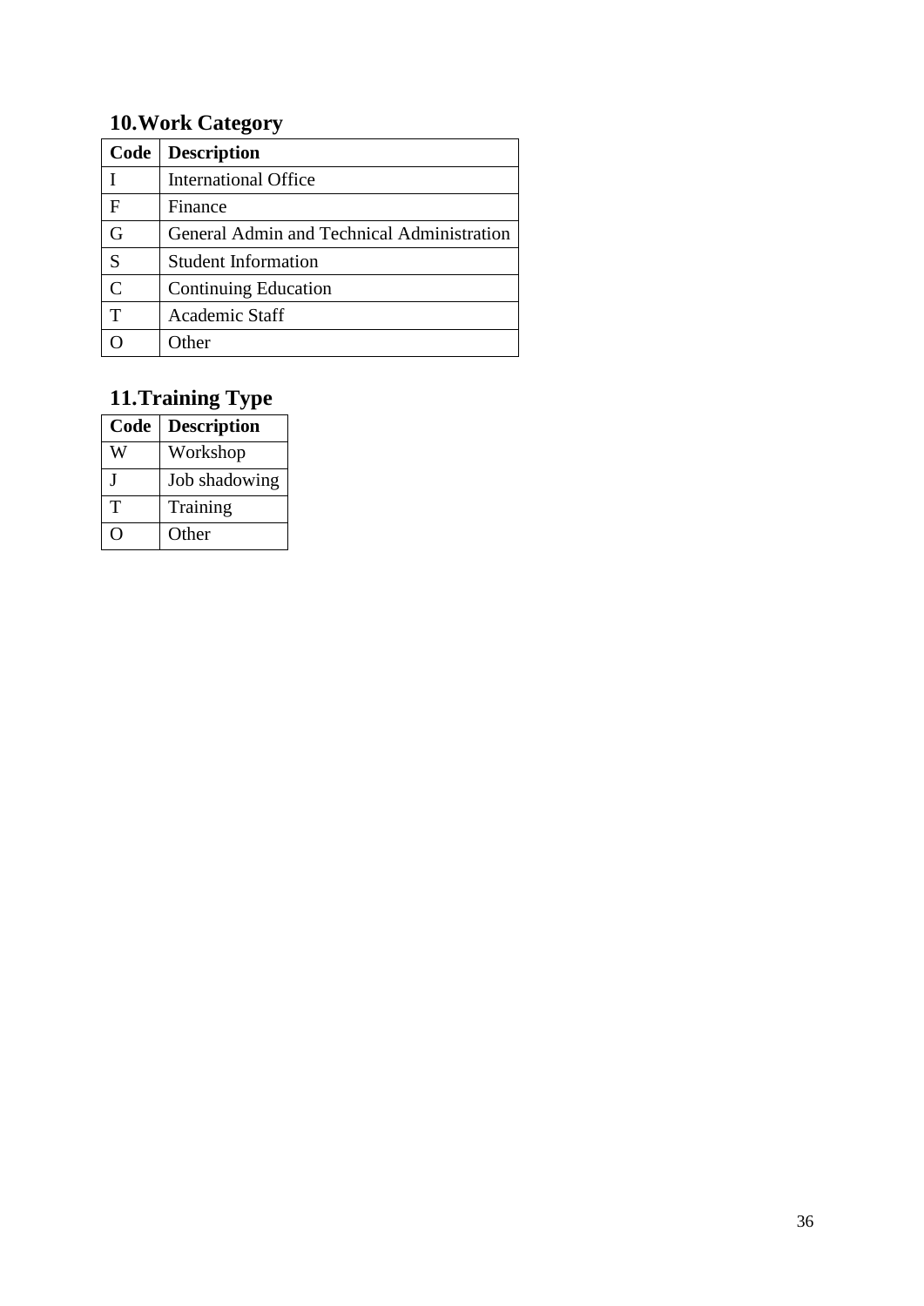## 10. Work Category

| Code | Description |
| --- | --- |
| I | International Office |
| F | Finance |
| G | General Admin and Technical Administration |
| S | Student Information |
| C | Continuing Education |
| T | Academic Staff |
| O | Other |

## 11. Training Type

| Code | Description |
| --- | --- |
| W | Workshop |
| J | Job shadowing |
| T | Training |
| O | Other |